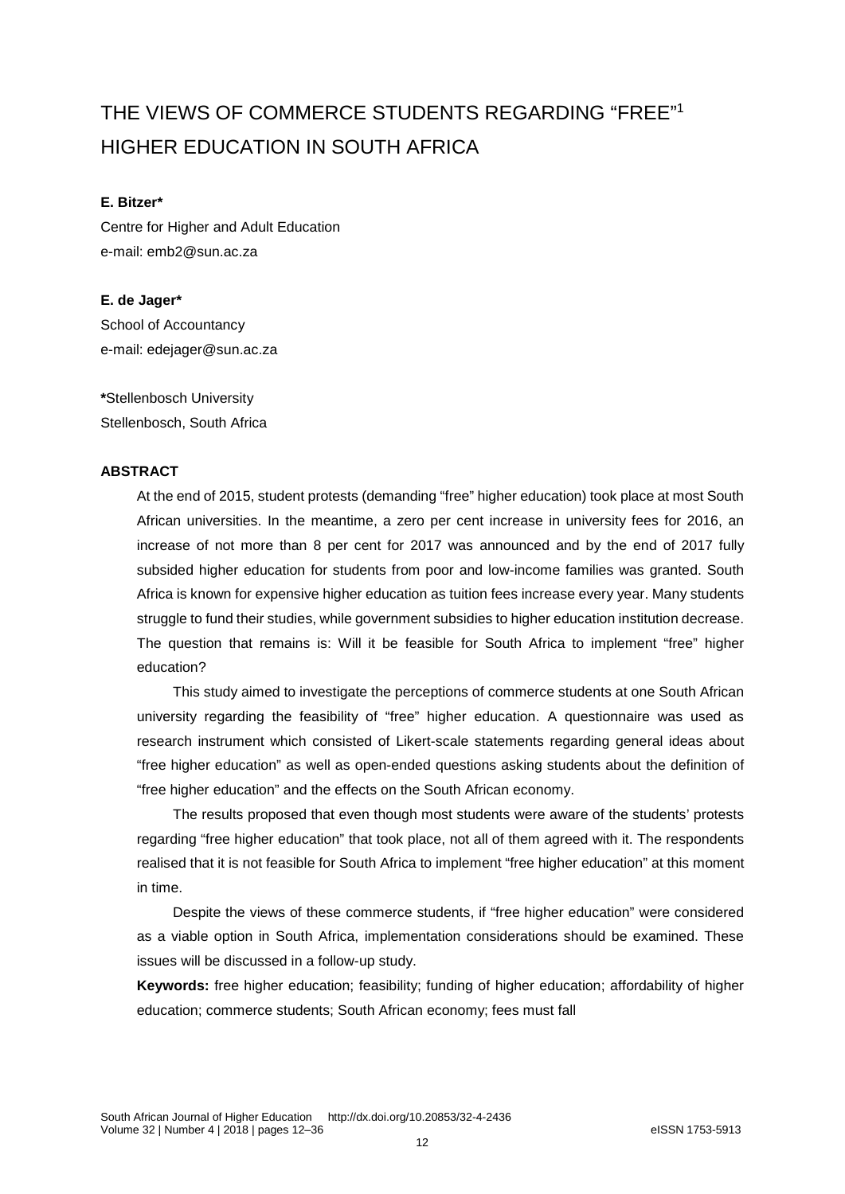# THE VIEWS OF COMMERCE STUDENTS REGARDING "FREE"[1] HIGHER EDUCATION IN SOUTH AFRICA

**E. Bitzer***
Centre for Higher and Adult Education
e-mail: emb2@sun.ac.za

**E. de Jager***
School of Accountancy
e-mail: edejager@sun.ac.za

***Stellenbosch University**
Stellenbosch, South Africa

## ABSTRACT

At the end of 2015, student protests (demanding "free" higher education) took place at most South African universities. In the meantime, a zero per cent increase in university fees for 2016, an increase of not more than 8 per cent for 2017 was announced and by the end of 2017 fully subsided higher education for students from poor and low-income families was granted. South Africa is known for expensive higher education as tuition fees increase every year. Many students struggle to fund their studies, while government subsidies to higher education institution decrease. The question that remains is: Will it be feasible for South Africa to implement "free" higher education?

This study aimed to investigate the perceptions of commerce students at one South African university regarding the feasibility of "free" higher education. A questionnaire was used as research instrument which consisted of Likert-scale statements regarding general ideas about "free higher education" as well as open-ended questions asking students about the definition of "free higher education" and the effects on the South African economy.

The results proposed that even though most students were aware of the students' protests regarding "free higher education" that took place, not all of them agreed with it. The respondents realised that it is not feasible for South Africa to implement "free higher education" at this moment in time.

Despite the views of these commerce students, if "free higher education" were considered as a viable option in South Africa, implementation considerations should be examined. These issues will be discussed in a follow-up study.

**Keywords:** free higher education; feasibility; funding of higher education; affordability of higher education; commerce students; South African economy; fees must fall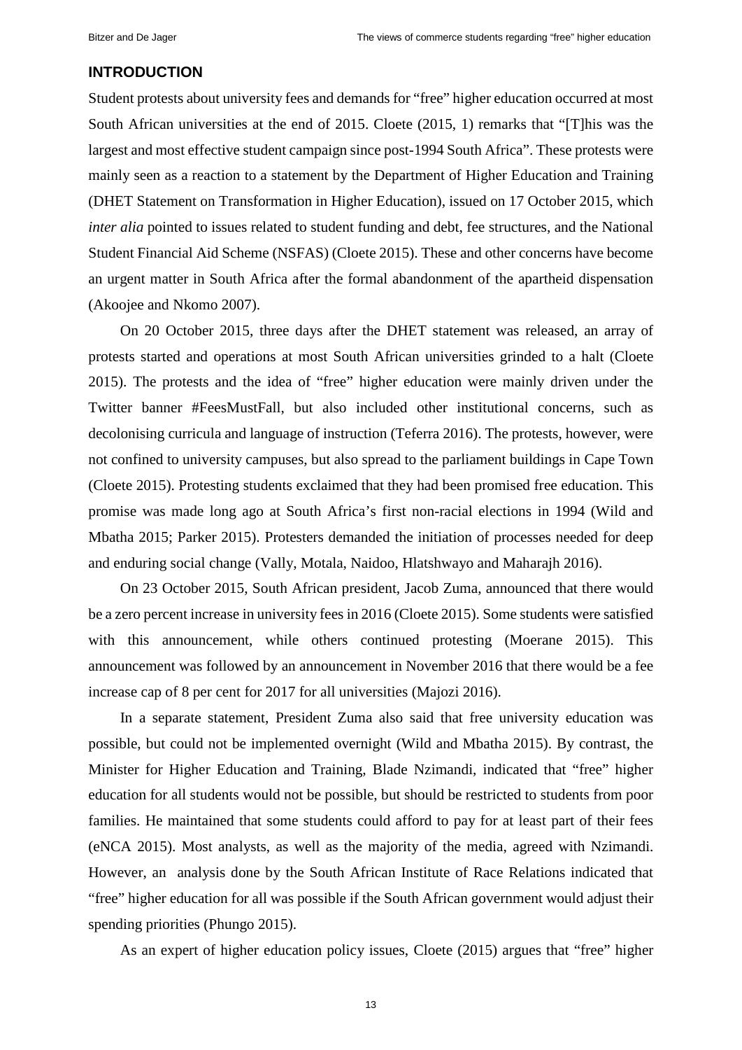## INTRODUCTION

Student protests about university fees and demands for "free" higher education occurred at most South African universities at the end of 2015. Cloete (2015, 1) remarks that "[T]his was the largest and most effective student campaign since post-1994 South Africa". These protests were mainly seen as a reaction to a statement by the Department of Higher Education and Training (DHET Statement on Transformation in Higher Education), issued on 17 October 2015, which *inter alia* pointed to issues related to student funding and debt, fee structures, and the National Student Financial Aid Scheme (NSFAS) (Cloete 2015). These and other concerns have become an urgent matter in South Africa after the formal abandonment of the apartheid dispensation (Akoojee and Nkomo 2007).

On 20 October 2015, three days after the DHET statement was released, an array of protests started and operations at most South African universities grinded to a halt (Cloete 2015). The protests and the idea of "free" higher education were mainly driven under the Twitter banner #FeesMustFall, but also included other institutional concerns, such as decolonising curricula and language of instruction (Teferra 2016). The protests, however, were not confined to university campuses, but also spread to the parliament buildings in Cape Town (Cloete 2015). Protesting students exclaimed that they had been promised free education. This promise was made long ago at South Africa's first non-racial elections in 1994 (Wild and Mbatha 2015; Parker 2015). Protesters demanded the initiation of processes needed for deep and enduring social change (Vally, Motala, Naidoo, Hlatshwayo and Maharajh 2016).

On 23 October 2015, South African president, Jacob Zuma, announced that there would be a zero percent increase in university fees in 2016 (Cloete 2015). Some students were satisfied with this announcement, while others continued protesting (Moerane 2015). This announcement was followed by an announcement in November 2016 that there would be a fee increase cap of 8 per cent for 2017 for all universities (Majozi 2016).

In a separate statement, President Zuma also said that free university education was possible, but could not be implemented overnight (Wild and Mbatha 2015). By contrast, the Minister for Higher Education and Training, Blade Nzimandi, indicated that "free" higher education for all students would not be possible, but should be restricted to students from poor families. He maintained that some students could afford to pay for at least part of their fees (eNCA 2015). Most analysts, as well as the majority of the media, agreed with Nzimandi. However, an analysis done by the South African Institute of Race Relations indicated that "free" higher education for all was possible if the South African government would adjust their spending priorities (Phungo 2015).

As an expert of higher education policy issues, Cloete (2015) argues that "free" higher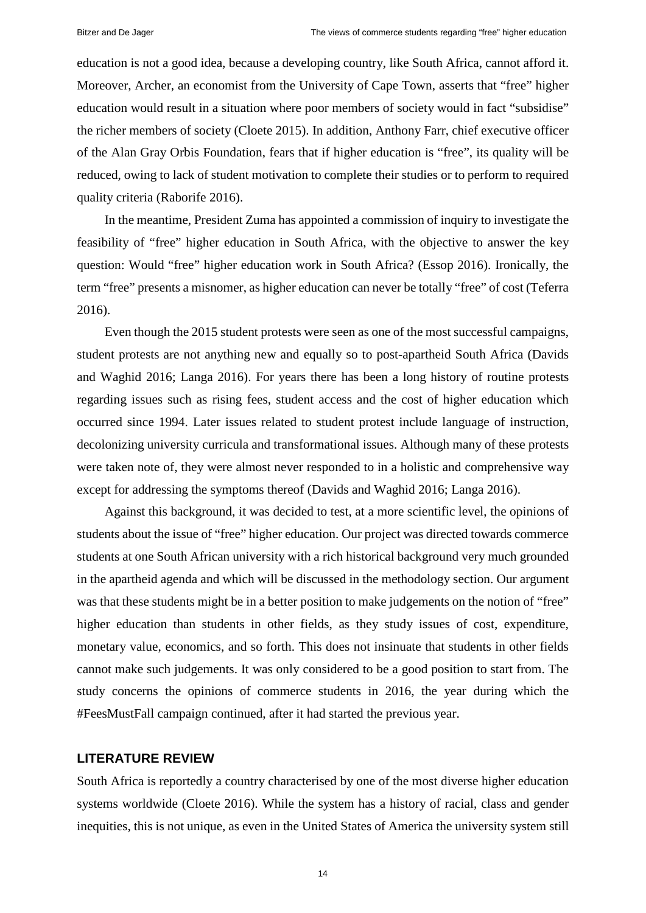education is not a good idea, because a developing country, like South Africa, cannot afford it. Moreover, Archer, an economist from the University of Cape Town, asserts that "free" higher education would result in a situation where poor members of society would in fact "subsidise" the richer members of society (Cloete 2015). In addition, Anthony Farr, chief executive officer of the Alan Gray Orbis Foundation, fears that if higher education is "free", its quality will be reduced, owing to lack of student motivation to complete their studies or to perform to required quality criteria (Raborife 2016).

In the meantime, President Zuma has appointed a commission of inquiry to investigate the feasibility of "free" higher education in South Africa, with the objective to answer the key question: Would "free" higher education work in South Africa? (Essop 2016). Ironically, the term "free" presents a misnomer, as higher education can never be totally "free" of cost (Teferra 2016).

Even though the 2015 student protests were seen as one of the most successful campaigns, student protests are not anything new and equally so to post-apartheid South Africa (Davids and Waghid 2016; Langa 2016). For years there has been a long history of routine protests regarding issues such as rising fees, student access and the cost of higher education which occurred since 1994. Later issues related to student protest include language of instruction, decolonizing university curricula and transformational issues. Although many of these protests were taken note of, they were almost never responded to in a holistic and comprehensive way except for addressing the symptoms thereof (Davids and Waghid 2016; Langa 2016).

Against this background, it was decided to test, at a more scientific level, the opinions of students about the issue of "free" higher education. Our project was directed towards commerce students at one South African university with a rich historical background very much grounded in the apartheid agenda and which will be discussed in the methodology section. Our argument was that these students might be in a better position to make judgements on the notion of "free" higher education than students in other fields, as they study issues of cost, expenditure, monetary value, economics, and so forth. This does not insinuate that students in other fields cannot make such judgements. It was only considered to be a good position to start from. The study concerns the opinions of commerce students in 2016, the year during which the #FeesMustFall campaign continued, after it had started the previous year.

## LITERATURE REVIEW

South Africa is reportedly a country characterised by one of the most diverse higher education systems worldwide (Cloete 2016). While the system has a history of racial, class and gender inequities, this is not unique, as even in the United States of America the university system still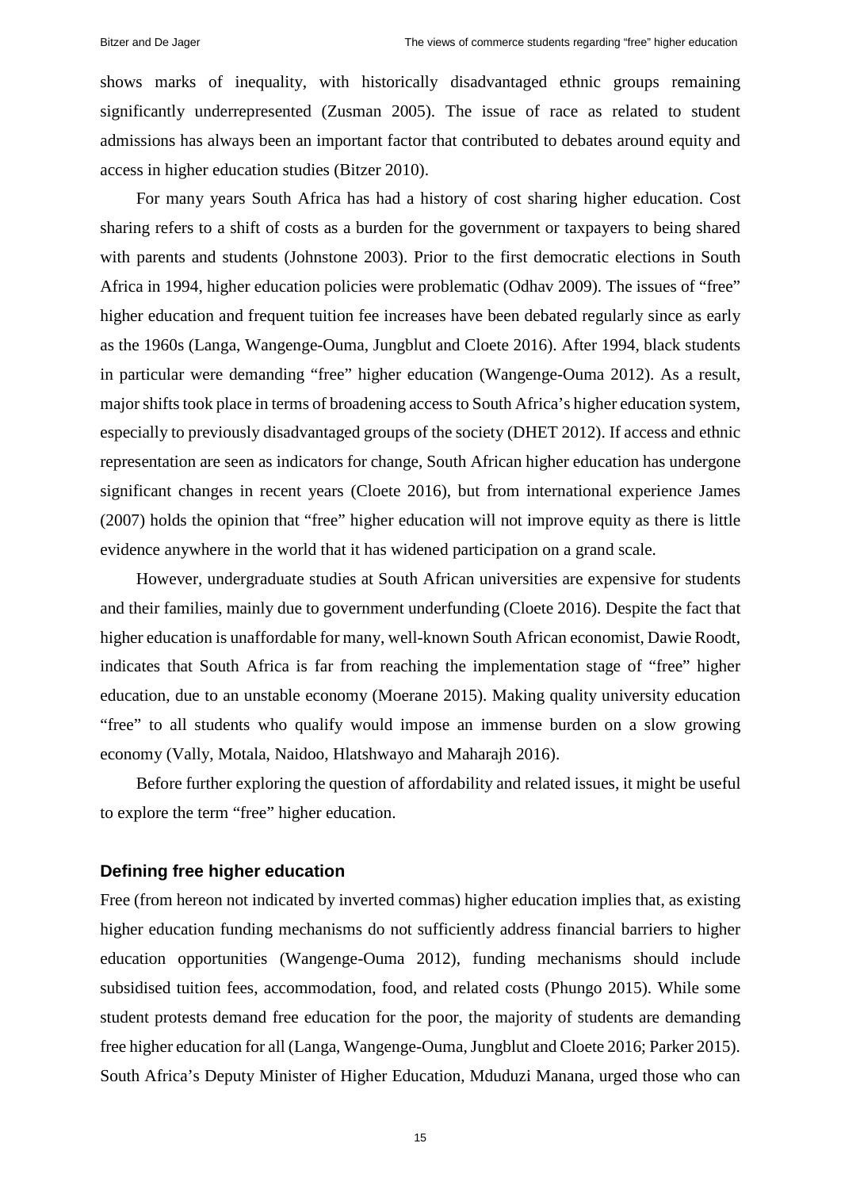shows marks of inequality, with historically disadvantaged ethnic groups remaining significantly underrepresented (Zusman 2005). The issue of race as related to student admissions has always been an important factor that contributed to debates around equity and access in higher education studies (Bitzer 2010).

For many years South Africa has had a history of cost sharing higher education. Cost sharing refers to a shift of costs as a burden for the government or taxpayers to being shared with parents and students (Johnstone 2003). Prior to the first democratic elections in South Africa in 1994, higher education policies were problematic (Odhav 2009). The issues of "free" higher education and frequent tuition fee increases have been debated regularly since as early as the 1960s (Langa, Wangenge-Ouma, Jungblut and Cloete 2016). After 1994, black students in particular were demanding "free" higher education (Wangenge-Ouma 2012). As a result, major shifts took place in terms of broadening access to South Africa's higher education system, especially to previously disadvantaged groups of the society (DHET 2012). If access and ethnic representation are seen as indicators for change, South African higher education has undergone significant changes in recent years (Cloete 2016), but from international experience James (2007) holds the opinion that "free" higher education will not improve equity as there is little evidence anywhere in the world that it has widened participation on a grand scale.

However, undergraduate studies at South African universities are expensive for students and their families, mainly due to government underfunding (Cloete 2016). Despite the fact that higher education is unaffordable for many, well-known South African economist, Dawie Roodt, indicates that South Africa is far from reaching the implementation stage of "free" higher education, due to an unstable economy (Moerane 2015). Making quality university education "free" to all students who qualify would impose an immense burden on a slow growing economy (Vally, Motala, Naidoo, Hlatshwayo and Maharajh 2016).

Before further exploring the question of affordability and related issues, it might be useful to explore the term "free" higher education.

## Defining free higher education

Free (from hereon not indicated by inverted commas) higher education implies that, as existing higher education funding mechanisms do not sufficiently address financial barriers to higher education opportunities (Wangenge-Ouma 2012), funding mechanisms should include subsidised tuition fees, accommodation, food, and related costs (Phungo 2015). While some student protests demand free education for the poor, the majority of students are demanding free higher education for all (Langa, Wangenge-Ouma, Jungblut and Cloete 2016; Parker 2015). South Africa's Deputy Minister of Higher Education, Mduduzi Manana, urged those who can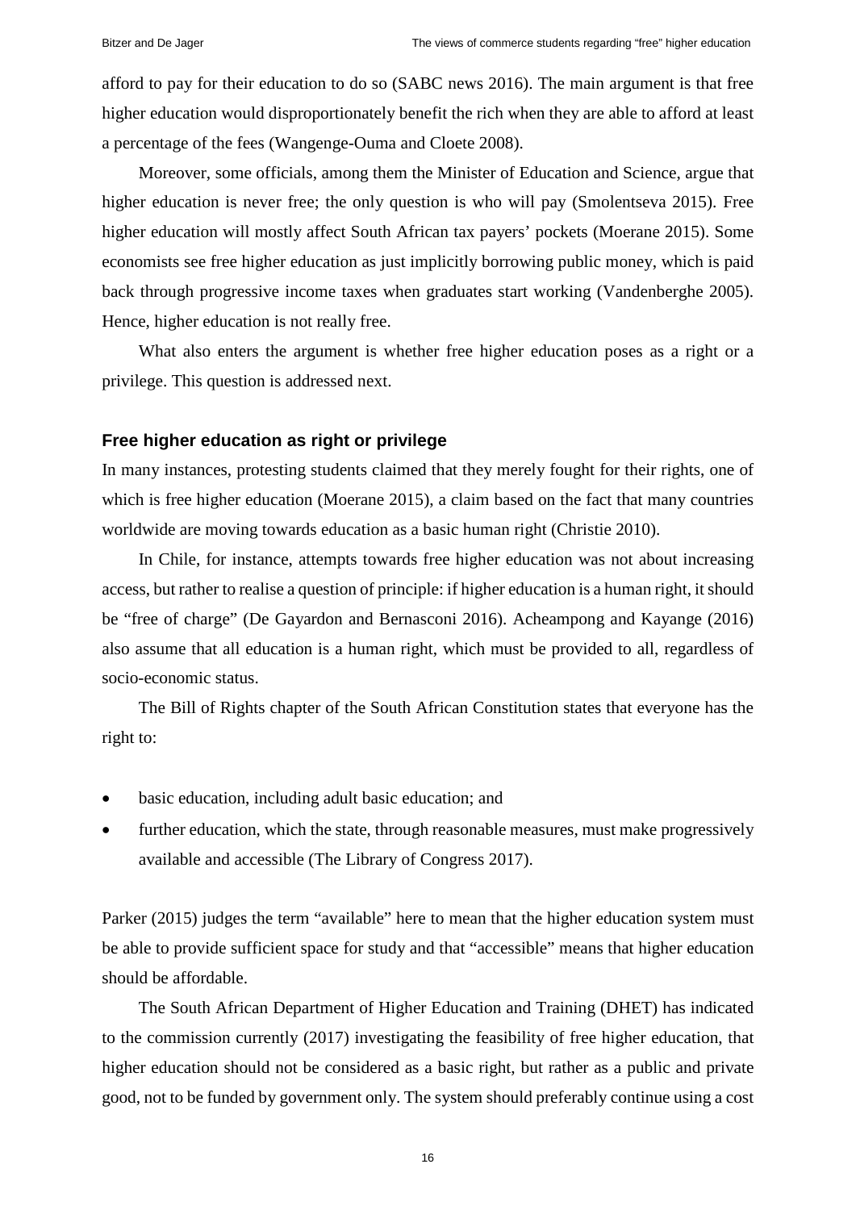afford to pay for their education to do so (SABC news 2016). The main argument is that free higher education would disproportionately benefit the rich when they are able to afford at least a percentage of the fees (Wangenge-Ouma and Cloete 2008).

Moreover, some officials, among them the Minister of Education and Science, argue that higher education is never free; the only question is who will pay (Smolentseva 2015). Free higher education will mostly affect South African tax payers' pockets (Moerane 2015). Some economists see free higher education as just implicitly borrowing public money, which is paid back through progressive income taxes when graduates start working (Vandenberghe 2005). Hence, higher education is not really free.

What also enters the argument is whether free higher education poses as a right or a privilege. This question is addressed next.

## Free higher education as right or privilege

In many instances, protesting students claimed that they merely fought for their rights, one of which is free higher education (Moerane 2015), a claim based on the fact that many countries worldwide are moving towards education as a basic human right (Christie 2010).

In Chile, for instance, attempts towards free higher education was not about increasing access, but rather to realise a question of principle: if higher education is a human right, it should be "free of charge" (De Gayardon and Bernasconi 2016). Acheampong and Kayange (2016) also assume that all education is a human right, which must be provided to all, regardless of socio-economic status.

The Bill of Rights chapter of the South African Constitution states that everyone has the right to:

- basic education, including adult basic education; and
- further education, which the state, through reasonable measures, must make progressively available and accessible (The Library of Congress 2017).

Parker (2015) judges the term "available" here to mean that the higher education system must be able to provide sufficient space for study and that "accessible" means that higher education should be affordable.

The South African Department of Higher Education and Training (DHET) has indicated to the commission currently (2017) investigating the feasibility of free higher education, that higher education should not be considered as a basic right, but rather as a public and private good, not to be funded by government only. The system should preferably continue using a cost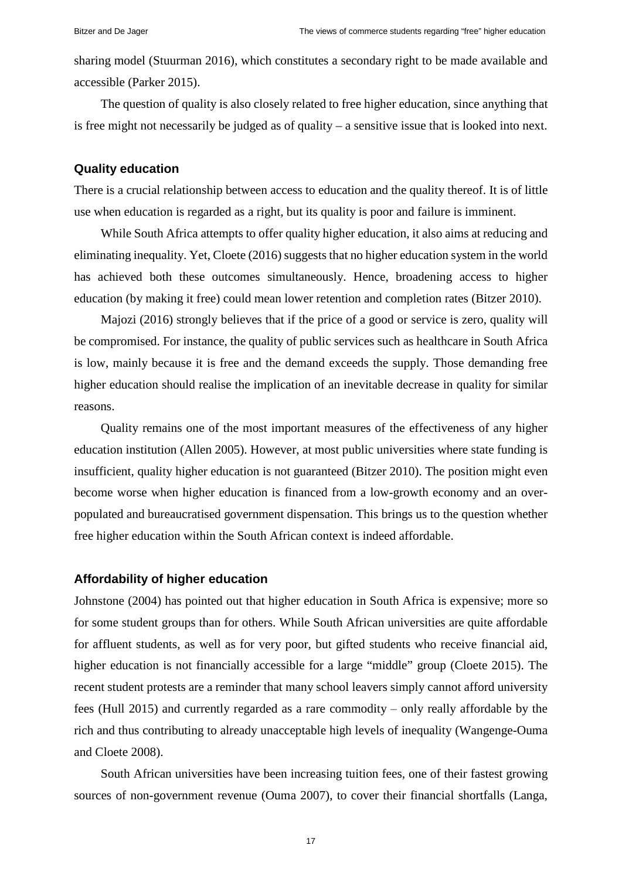sharing model (Stuurman 2016), which constitutes a secondary right to be made available and accessible (Parker 2015).

The question of quality is also closely related to free higher education, since anything that is free might not necessarily be judged as of quality – a sensitive issue that is looked into next.

### Quality education

There is a crucial relationship between access to education and the quality thereof. It is of little use when education is regarded as a right, but its quality is poor and failure is imminent.

While South Africa attempts to offer quality higher education, it also aims at reducing and eliminating inequality. Yet, Cloete (2016) suggests that no higher education system in the world has achieved both these outcomes simultaneously. Hence, broadening access to higher education (by making it free) could mean lower retention and completion rates (Bitzer 2010).

Majozi (2016) strongly believes that if the price of a good or service is zero, quality will be compromised. For instance, the quality of public services such as healthcare in South Africa is low, mainly because it is free and the demand exceeds the supply. Those demanding free higher education should realise the implication of an inevitable decrease in quality for similar reasons.

Quality remains one of the most important measures of the effectiveness of any higher education institution (Allen 2005). However, at most public universities where state funding is insufficient, quality higher education is not guaranteed (Bitzer 2010). The position might even become worse when higher education is financed from a low-growth economy and an over-populated and bureaucratised government dispensation. This brings us to the question whether free higher education within the South African context is indeed affordable.

### Affordability of higher education

Johnstone (2004) has pointed out that higher education in South Africa is expensive; more so for some student groups than for others. While South African universities are quite affordable for affluent students, as well as for very poor, but gifted students who receive financial aid, higher education is not financially accessible for a large "middle" group (Cloete 2015). The recent student protests are a reminder that many school leavers simply cannot afford university fees (Hull 2015) and currently regarded as a rare commodity – only really affordable by the rich and thus contributing to already unacceptable high levels of inequality (Wangenge-Ouma and Cloete 2008).

South African universities have been increasing tuition fees, one of their fastest growing sources of non-government revenue (Ouma 2007), to cover their financial shortfalls (Langa,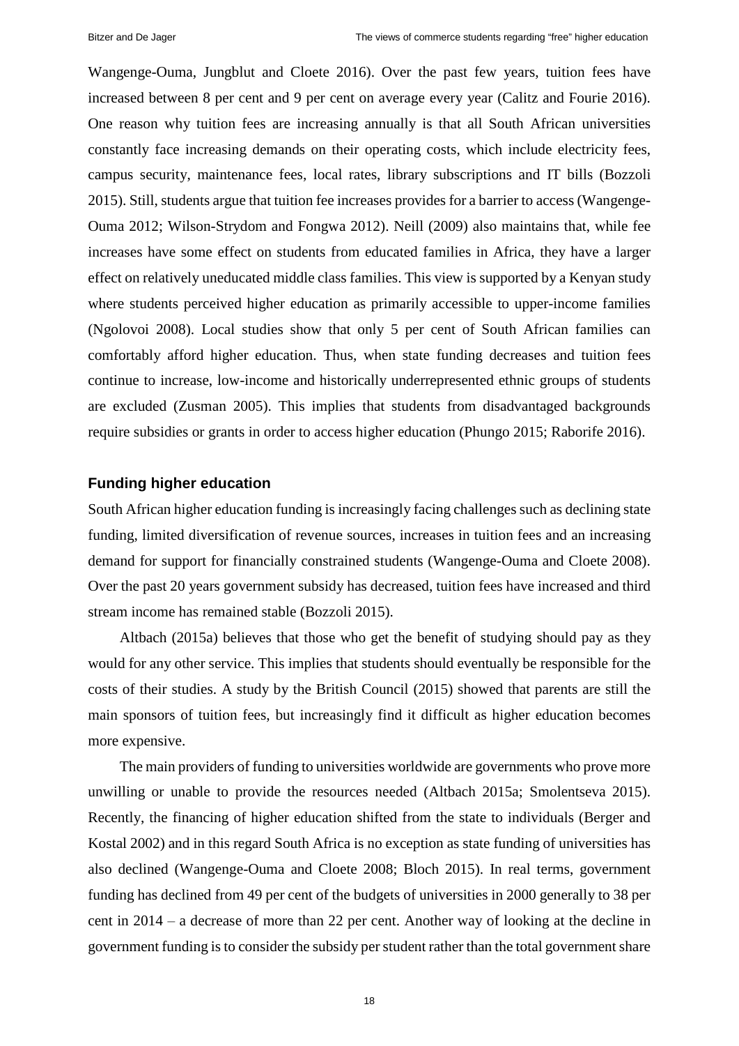Wangenge-Ouma, Jungblut and Cloete 2016). Over the past few years, tuition fees have increased between 8 per cent and 9 per cent on average every year (Calitz and Fourie 2016). One reason why tuition fees are increasing annually is that all South African universities constantly face increasing demands on their operating costs, which include electricity fees, campus security, maintenance fees, local rates, library subscriptions and IT bills (Bozzoli 2015). Still, students argue that tuition fee increases provides for a barrier to access (Wangenge-Ouma 2012; Wilson-Strydom and Fongwa 2012). Neill (2009) also maintains that, while fee increases have some effect on students from educated families in Africa, they have a larger effect on relatively uneducated middle class families. This view is supported by a Kenyan study where students perceived higher education as primarily accessible to upper-income families (Ngolovoi 2008). Local studies show that only 5 per cent of South African families can comfortably afford higher education. Thus, when state funding decreases and tuition fees continue to increase, low-income and historically underrepresented ethnic groups of students are excluded (Zusman 2005). This implies that students from disadvantaged backgrounds require subsidies or grants in order to access higher education (Phungo 2015; Raborife 2016).

## Funding higher education

South African higher education funding is increasingly facing challenges such as declining state funding, limited diversification of revenue sources, increases in tuition fees and an increasing demand for support for financially constrained students (Wangenge-Ouma and Cloete 2008). Over the past 20 years government subsidy has decreased, tuition fees have increased and third stream income has remained stable (Bozzoli 2015).

Altbach (2015a) believes that those who get the benefit of studying should pay as they would for any other service. This implies that students should eventually be responsible for the costs of their studies. A study by the British Council (2015) showed that parents are still the main sponsors of tuition fees, but increasingly find it difficult as higher education becomes more expensive.

The main providers of funding to universities worldwide are governments who prove more unwilling or unable to provide the resources needed (Altbach 2015a; Smolentseva 2015). Recently, the financing of higher education shifted from the state to individuals (Berger and Kostal 2002) and in this regard South Africa is no exception as state funding of universities has also declined (Wangenge-Ouma and Cloete 2008; Bloch 2015). In real terms, government funding has declined from 49 per cent of the budgets of universities in 2000 generally to 38 per cent in 2014 – a decrease of more than 22 per cent. Another way of looking at the decline in government funding is to consider the subsidy per student rather than the total government share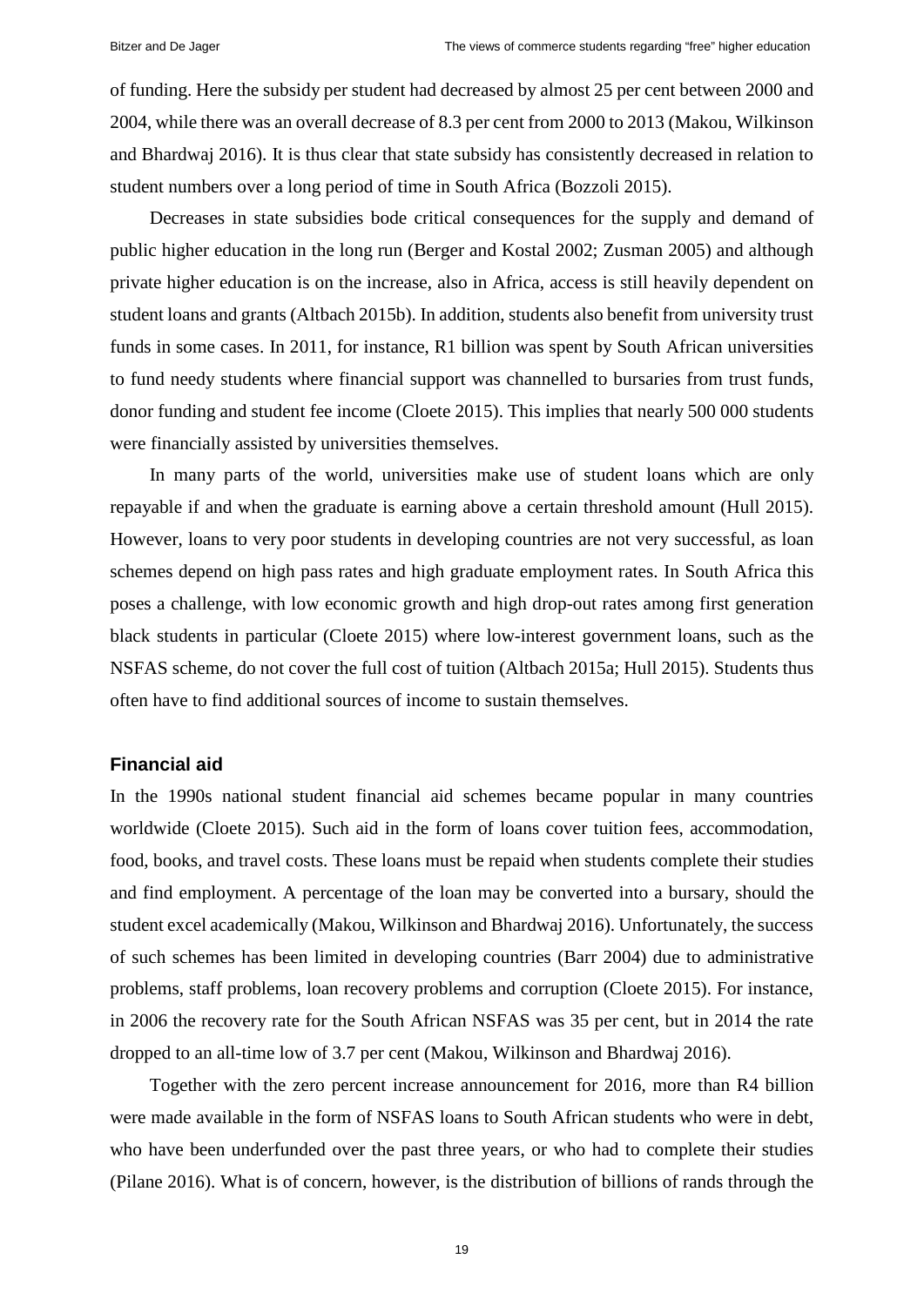of funding. Here the subsidy per student had decreased by almost 25 per cent between 2000 and 2004, while there was an overall decrease of 8.3 per cent from 2000 to 2013 (Makou, Wilkinson and Bhardwaj 2016). It is thus clear that state subsidy has consistently decreased in relation to student numbers over a long period of time in South Africa (Bozzoli 2015).

Decreases in state subsidies bode critical consequences for the supply and demand of public higher education in the long run (Berger and Kostal 2002; Zusman 2005) and although private higher education is on the increase, also in Africa, access is still heavily dependent on student loans and grants (Altbach 2015b). In addition, students also benefit from university trust funds in some cases. In 2011, for instance, R1 billion was spent by South African universities to fund needy students where financial support was channelled to bursaries from trust funds, donor funding and student fee income (Cloete 2015). This implies that nearly 500 000 students were financially assisted by universities themselves.

In many parts of the world, universities make use of student loans which are only repayable if and when the graduate is earning above a certain threshold amount (Hull 2015). However, loans to very poor students in developing countries are not very successful, as loan schemes depend on high pass rates and high graduate employment rates. In South Africa this poses a challenge, with low economic growth and high drop-out rates among first generation black students in particular (Cloete 2015) where low-interest government loans, such as the NSFAS scheme, do not cover the full cost of tuition (Altbach 2015a; Hull 2015). Students thus often have to find additional sources of income to sustain themselves.

## Financial aid

In the 1990s national student financial aid schemes became popular in many countries worldwide (Cloete 2015). Such aid in the form of loans cover tuition fees, accommodation, food, books, and travel costs. These loans must be repaid when students complete their studies and find employment. A percentage of the loan may be converted into a bursary, should the student excel academically (Makou, Wilkinson and Bhardwaj 2016). Unfortunately, the success of such schemes has been limited in developing countries (Barr 2004) due to administrative problems, staff problems, loan recovery problems and corruption (Cloete 2015). For instance, in 2006 the recovery rate for the South African NSFAS was 35 per cent, but in 2014 the rate dropped to an all-time low of 3.7 per cent (Makou, Wilkinson and Bhardwaj 2016).

Together with the zero percent increase announcement for 2016, more than R4 billion were made available in the form of NSFAS loans to South African students who were in debt, who have been underfunded over the past three years, or who had to complete their studies (Pilane 2016). What is of concern, however, is the distribution of billions of rands through the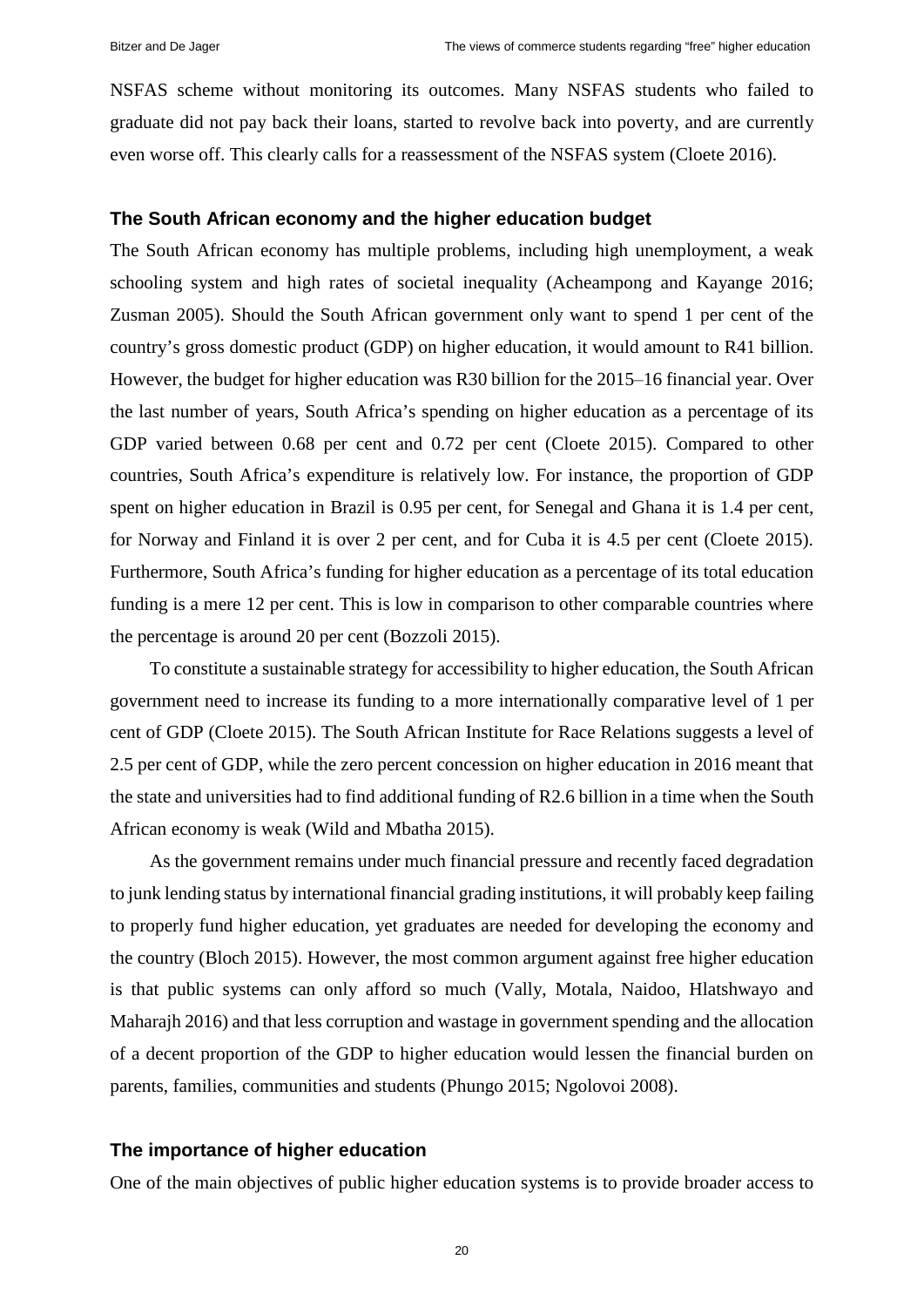NSFAS scheme without monitoring its outcomes. Many NSFAS students who failed to graduate did not pay back their loans, started to revolve back into poverty, and are currently even worse off. This clearly calls for a reassessment of the NSFAS system (Cloete 2016).

### The South African economy and the higher education budget

The South African economy has multiple problems, including high unemployment, a weak schooling system and high rates of societal inequality (Acheampong and Kayange 2016; Zusman 2005). Should the South African government only want to spend 1 per cent of the country's gross domestic product (GDP) on higher education, it would amount to R41 billion. However, the budget for higher education was R30 billion for the 2015–16 financial year. Over the last number of years, South Africa's spending on higher education as a percentage of its GDP varied between 0.68 per cent and 0.72 per cent (Cloete 2015). Compared to other countries, South Africa's expenditure is relatively low. For instance, the proportion of GDP spent on higher education in Brazil is 0.95 per cent, for Senegal and Ghana it is 1.4 per cent, for Norway and Finland it is over 2 per cent, and for Cuba it is 4.5 per cent (Cloete 2015). Furthermore, South Africa's funding for higher education as a percentage of its total education funding is a mere 12 per cent. This is low in comparison to other comparable countries where the percentage is around 20 per cent (Bozzoli 2015).

To constitute a sustainable strategy for accessibility to higher education, the South African government need to increase its funding to a more internationally comparative level of 1 per cent of GDP (Cloete 2015). The South African Institute for Race Relations suggests a level of 2.5 per cent of GDP, while the zero percent concession on higher education in 2016 meant that the state and universities had to find additional funding of R2.6 billion in a time when the South African economy is weak (Wild and Mbatha 2015).

As the government remains under much financial pressure and recently faced degradation to junk lending status by international financial grading institutions, it will probably keep failing to properly fund higher education, yet graduates are needed for developing the economy and the country (Bloch 2015). However, the most common argument against free higher education is that public systems can only afford so much (Vally, Motala, Naidoo, Hlatshwayo and Maharajh 2016) and that less corruption and wastage in government spending and the allocation of a decent proportion of the GDP to higher education would lessen the financial burden on parents, families, communities and students (Phungo 2015; Ngolovoi 2008).

### The importance of higher education

One of the main objectives of public higher education systems is to provide broader access to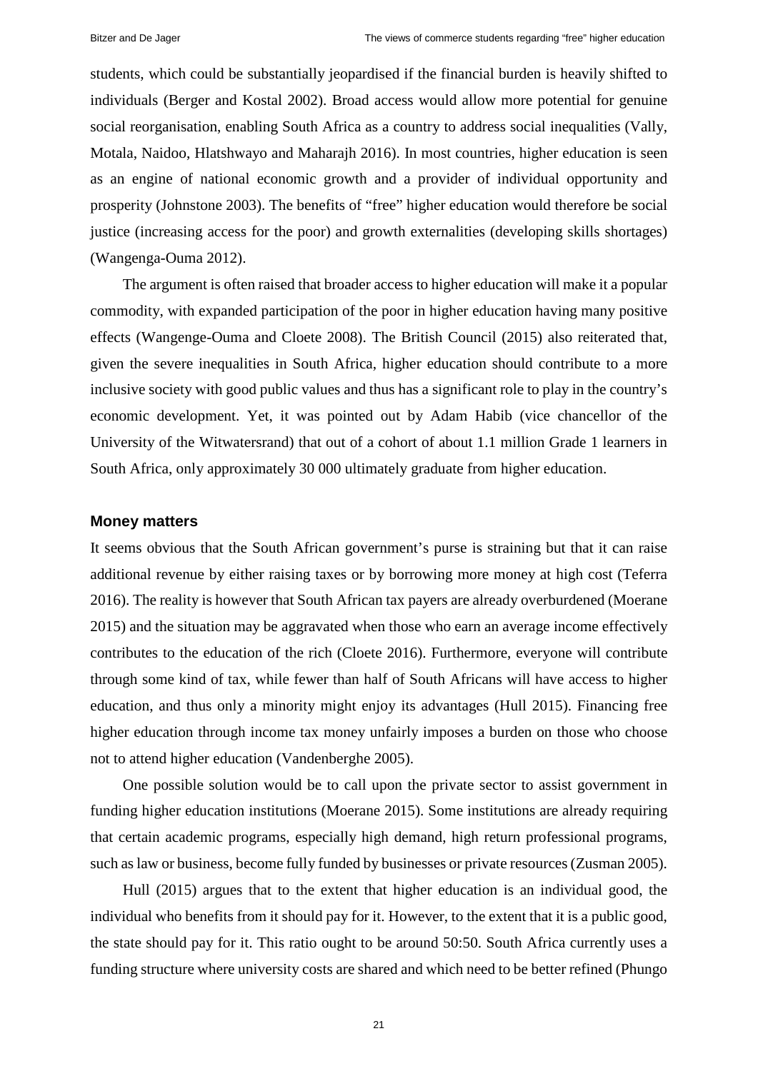students, which could be substantially jeopardised if the financial burden is heavily shifted to individuals (Berger and Kostal 2002). Broad access would allow more potential for genuine social reorganisation, enabling South Africa as a country to address social inequalities (Vally, Motala, Naidoo, Hlatshwayo and Maharajh 2016). In most countries, higher education is seen as an engine of national economic growth and a provider of individual opportunity and prosperity (Johnstone 2003). The benefits of "free" higher education would therefore be social justice (increasing access for the poor) and growth externalities (developing skills shortages) (Wangenga-Ouma 2012).

The argument is often raised that broader access to higher education will make it a popular commodity, with expanded participation of the poor in higher education having many positive effects (Wangenge-Ouma and Cloete 2008). The British Council (2015) also reiterated that, given the severe inequalities in South Africa, higher education should contribute to a more inclusive society with good public values and thus has a significant role to play in the country's economic development. Yet, it was pointed out by Adam Habib (vice chancellor of the University of the Witwatersrand) that out of a cohort of about 1.1 million Grade 1 learners in South Africa, only approximately 30 000 ultimately graduate from higher education.

## Money matters

It seems obvious that the South African government's purse is straining but that it can raise additional revenue by either raising taxes or by borrowing more money at high cost (Teferra 2016). The reality is however that South African tax payers are already overburdened (Moerane 2015) and the situation may be aggravated when those who earn an average income effectively contributes to the education of the rich (Cloete 2016). Furthermore, everyone will contribute through some kind of tax, while fewer than half of South Africans will have access to higher education, and thus only a minority might enjoy its advantages (Hull 2015). Financing free higher education through income tax money unfairly imposes a burden on those who choose not to attend higher education (Vandenberghe 2005).

One possible solution would be to call upon the private sector to assist government in funding higher education institutions (Moerane 2015). Some institutions are already requiring that certain academic programs, especially high demand, high return professional programs, such as law or business, become fully funded by businesses or private resources (Zusman 2005).

Hull (2015) argues that to the extent that higher education is an individual good, the individual who benefits from it should pay for it. However, to the extent that it is a public good, the state should pay for it. This ratio ought to be around 50:50. South Africa currently uses a funding structure where university costs are shared and which need to be better refined (Phungo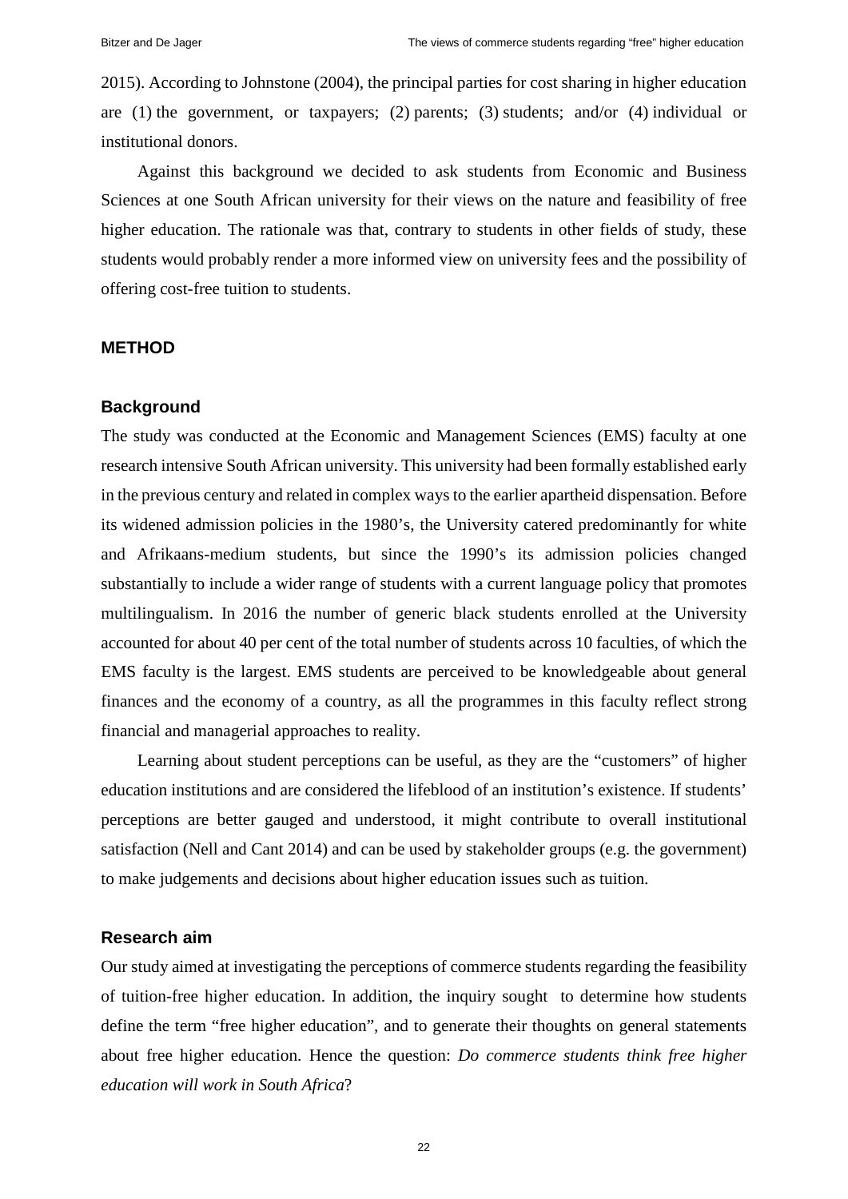2015). According to Johnstone (2004), the principal parties for cost sharing in higher education are (1) the government, or taxpayers; (2) parents; (3) students; and/or (4) individual or institutional donors.

Against this background we decided to ask students from Economic and Business Sciences at one South African university for their views on the nature and feasibility of free higher education. The rationale was that, contrary to students in other fields of study, these students would probably render a more informed view on university fees and the possibility of offering cost-free tuition to students.

## METHOD

### Background

The study was conducted at the Economic and Management Sciences (EMS) faculty at one research intensive South African university. This university had been formally established early in the previous century and related in complex ways to the earlier apartheid dispensation. Before its widened admission policies in the 1980's, the University catered predominantly for white and Afrikaans-medium students, but since the 1990's its admission policies changed substantially to include a wider range of students with a current language policy that promotes multilingualism. In 2016 the number of generic black students enrolled at the University accounted for about 40 per cent of the total number of students across 10 faculties, of which the EMS faculty is the largest. EMS students are perceived to be knowledgeable about general finances and the economy of a country, as all the programmes in this faculty reflect strong financial and managerial approaches to reality.

Learning about student perceptions can be useful, as they are the "customers" of higher education institutions and are considered the lifeblood of an institution's existence. If students' perceptions are better gauged and understood, it might contribute to overall institutional satisfaction (Nell and Cant 2014) and can be used by stakeholder groups (e.g. the government) to make judgements and decisions about higher education issues such as tuition.

### Research aim

Our study aimed at investigating the perceptions of commerce students regarding the feasibility of tuition-free higher education. In addition, the inquiry sought to determine how students define the term "free higher education", and to generate their thoughts on general statements about free higher education. Hence the question: *Do commerce students think free higher education will work in South Africa*?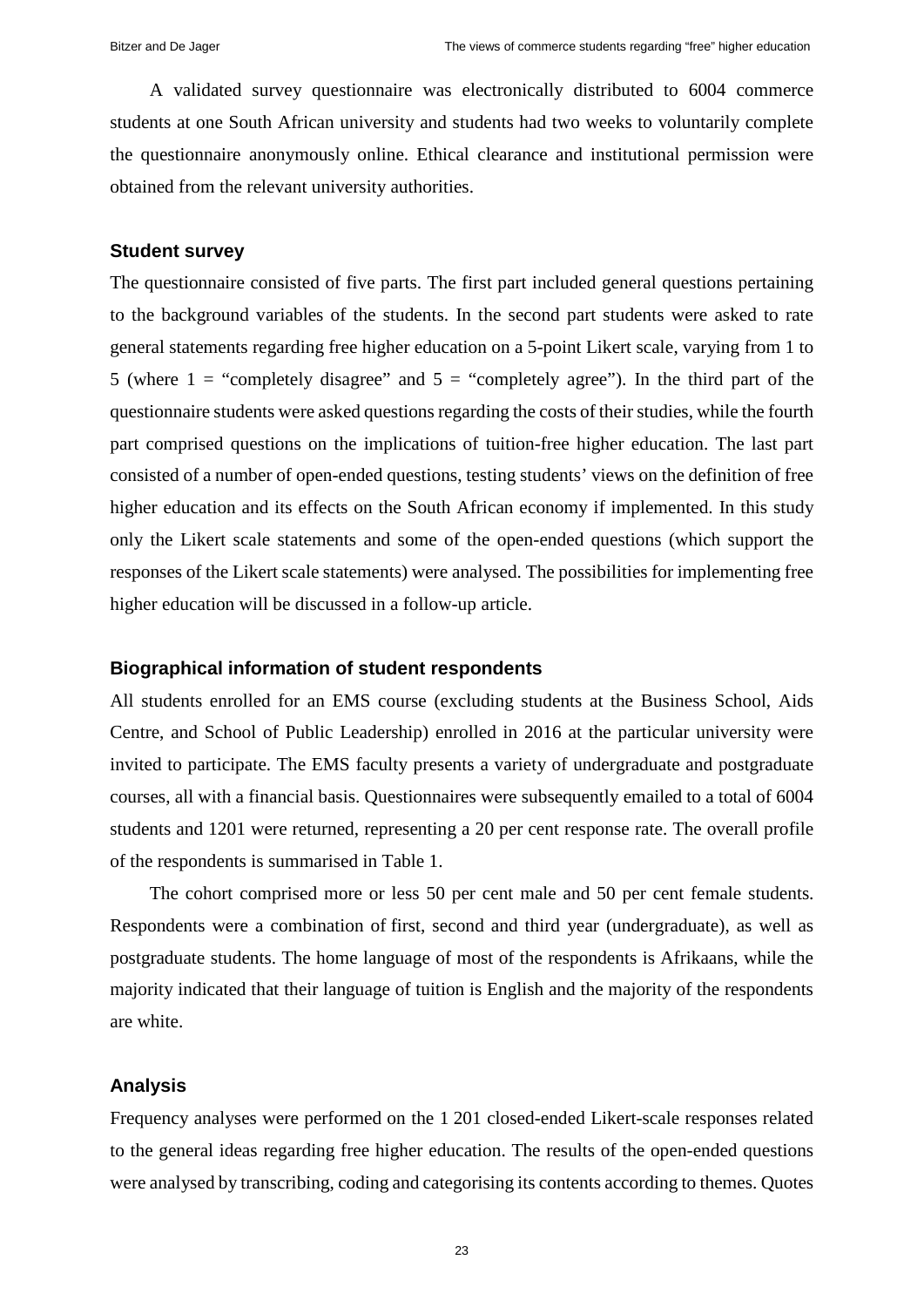A validated survey questionnaire was electronically distributed to 6004 commerce students at one South African university and students had two weeks to voluntarily complete the questionnaire anonymously online. Ethical clearance and institutional permission were obtained from the relevant university authorities.

### Student survey

The questionnaire consisted of five parts. The first part included general questions pertaining to the background variables of the students. In the second part students were asked to rate general statements regarding free higher education on a 5-point Likert scale, varying from 1 to 5 (where 1 = "completely disagree" and 5 = "completely agree"). In the third part of the questionnaire students were asked questions regarding the costs of their studies, while the fourth part comprised questions on the implications of tuition-free higher education. The last part consisted of a number of open-ended questions, testing students' views on the definition of free higher education and its effects on the South African economy if implemented. In this study only the Likert scale statements and some of the open-ended questions (which support the responses of the Likert scale statements) were analysed. The possibilities for implementing free higher education will be discussed in a follow-up article.

### Biographical information of student respondents

All students enrolled for an EMS course (excluding students at the Business School, Aids Centre, and School of Public Leadership) enrolled in 2016 at the particular university were invited to participate. The EMS faculty presents a variety of undergraduate and postgraduate courses, all with a financial basis. Questionnaires were subsequently emailed to a total of 6004 students and 1201 were returned, representing a 20 per cent response rate. The overall profile of the respondents is summarised in Table 1.

The cohort comprised more or less 50 per cent male and 50 per cent female students. Respondents were a combination of first, second and third year (undergraduate), as well as postgraduate students. The home language of most of the respondents is Afrikaans, while the majority indicated that their language of tuition is English and the majority of the respondents are white.

### Analysis

Frequency analyses were performed on the 1 201 closed-ended Likert-scale responses related to the general ideas regarding free higher education. The results of the open-ended questions were analysed by transcribing, coding and categorising its contents according to themes. Quotes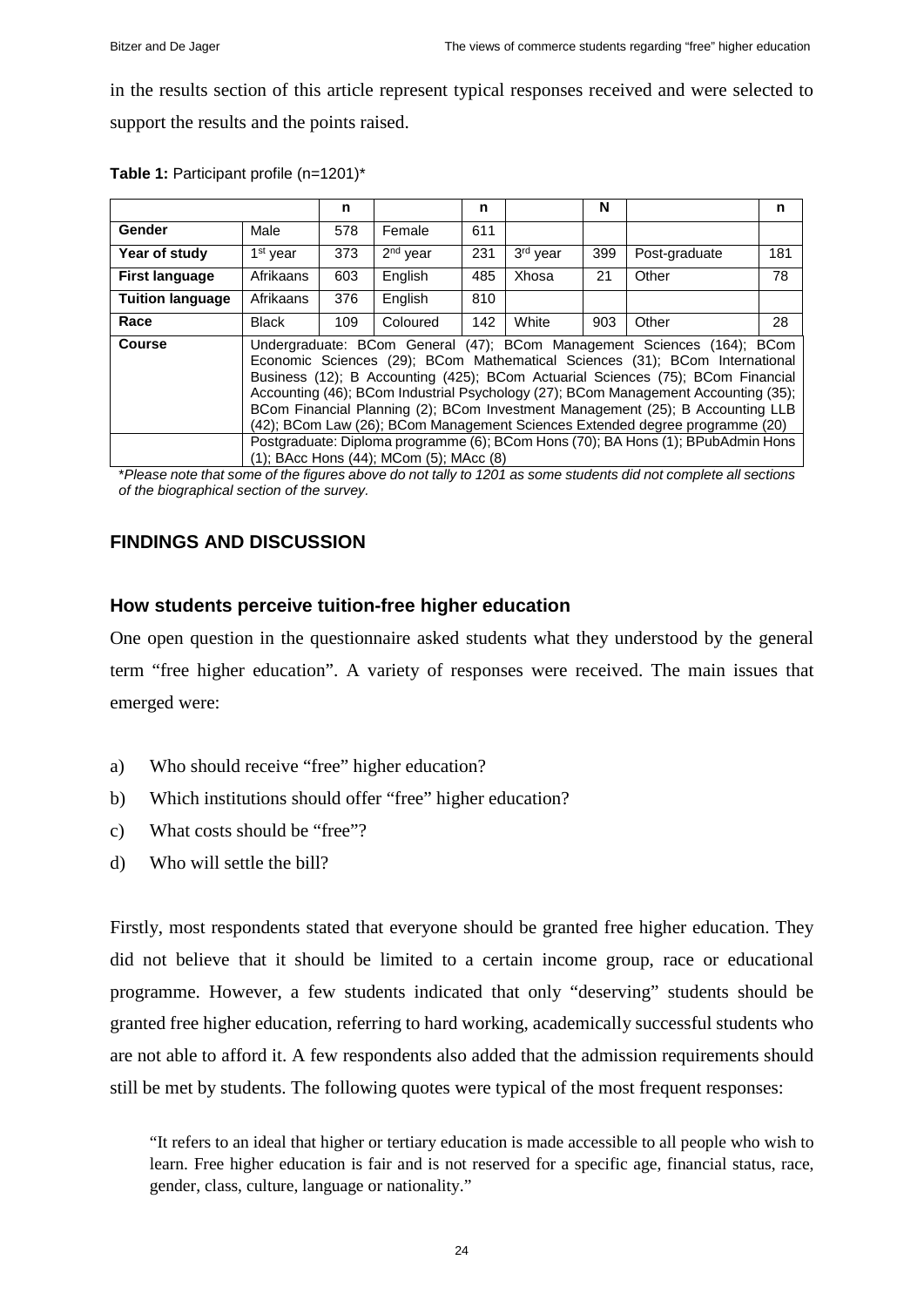in the results section of this article represent typical responses received and were selected to support the results and the points raised.

**Table 1:** Participant profile (n=1201)*

| | | n | | n | | N | | n |
|---|---|---|---|---|---|---|---|---|
| **Gender** | Male | 578 | Female | 611 | | | | |
| **Year of study** | 1st year | 373 | 2nd year | 231 | 3rd year | 399 | Post-graduate | 181 |
| **First language** | Afrikaans | 603 | English | 485 | Xhosa | 21 | Other | 78 |
| **Tuition language** | Afrikaans | 376 | English | 810 | | | | |
| **Race** | Black | 109 | Coloured | 142 | White | 903 | Other | 28 |
| **Course** | Undergraduate: BCom General (47); BCom Management Sciences (164); BCom Economic Sciences (29); BCom Mathematical Sciences (31); BCom International Business (12); B Accounting (425); BCom Actuarial Sciences (75); BCom Financial Accounting (46); BCom Industrial Psychology (27); BCom Management Accounting (35); BCom Financial Planning (2); BCom Investment Management (25); B Accounting LLB (42); BCom Law (26); BCom Management Sciences Extended degree programme (20) | | | | | | | |
| | Postgraduate: Diploma programme (6); BCom Hons (70); BA Hons (1); BPubAdmin Hons (1); BAcc Hons (44); MCom (5); MAcc (8) | | | | | | | |

*\*Please note that some of the figures above do not tally to 1201 as some students did not complete all sections of the biographical section of the survey.*

## FINDINGS AND DISCUSSION

### How students perceive tuition-free higher education

One open question in the questionnaire asked students what they understood by the general term "free higher education". A variety of responses were received. The main issues that emerged were:

a) Who should receive "free" higher education?
b) Which institutions should offer "free" higher education?
c) What costs should be "free"?
d) Who will settle the bill?

Firstly, most respondents stated that everyone should be granted free higher education. They did not believe that it should be limited to a certain income group, race or educational programme. However, a few students indicated that only "deserving" students should be granted free higher education, referring to hard working, academically successful students who are not able to afford it. A few respondents also added that the admission requirements should still be met by students. The following quotes were typical of the most frequent responses:

> "It refers to an ideal that higher or tertiary education is made accessible to all people who wish to learn. Free higher education is fair and is not reserved for a specific age, financial status, race, gender, class, culture, language or nationality."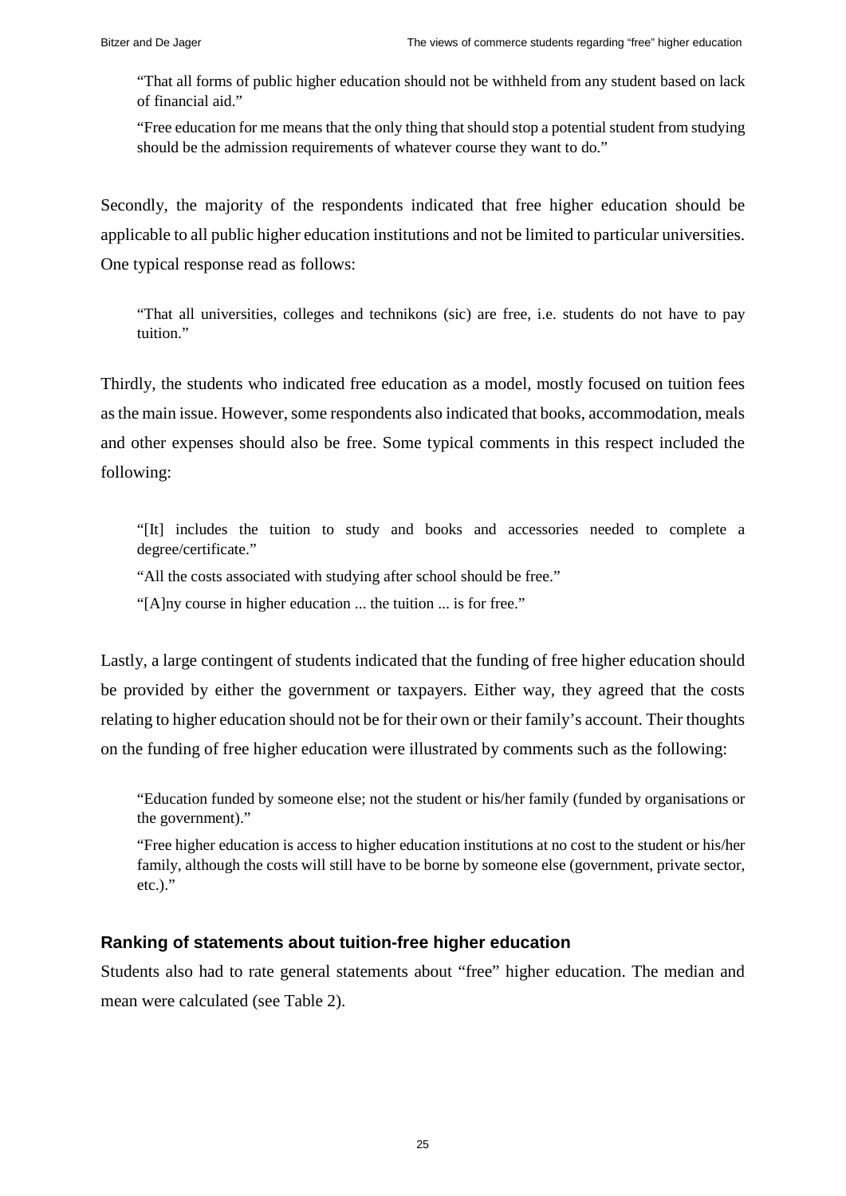> "That all forms of public higher education should not be withheld from any student based on lack of financial aid."
>
> "Free education for me means that the only thing that should stop a potential student from studying should be the admission requirements of whatever course they want to do."

Secondly, the majority of the respondents indicated that free higher education should be applicable to all public higher education institutions and not be limited to particular universities. One typical response read as follows:

> "That all universities, colleges and technikons (sic) are free, i.e. students do not have to pay tuition."

Thirdly, the students who indicated free education as a model, mostly focused on tuition fees as the main issue. However, some respondents also indicated that books, accommodation, meals and other expenses should also be free. Some typical comments in this respect included the following:

> "[It] includes the tuition to study and books and accessories needed to complete a degree/certificate."
>
> "All the costs associated with studying after school should be free."
>
> "[A]ny course in higher education ... the tuition ... is for free."

Lastly, a large contingent of students indicated that the funding of free higher education should be provided by either the government or taxpayers. Either way, they agreed that the costs relating to higher education should not be for their own or their family's account. Their thoughts on the funding of free higher education were illustrated by comments such as the following:

> "Education funded by someone else; not the student or his/her family (funded by organisations or the government)."
>
> "Free higher education is access to higher education institutions at no cost to the student or his/her family, although the costs will still have to be borne by someone else (government, private sector, etc.)."

### Ranking of statements about tuition-free higher education

Students also had to rate general statements about "free" higher education. The median and mean were calculated (see Table 2).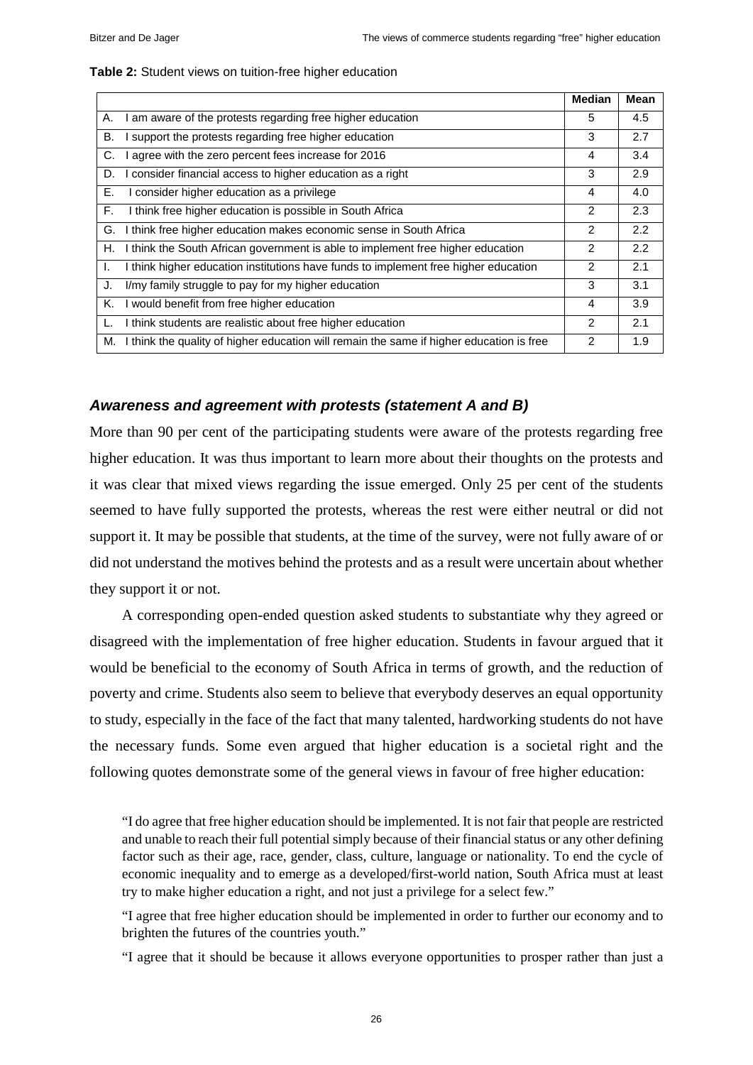**Table 2:** Student views on tuition-free higher education

| | Median | Mean |
|---|---|---|
| A. I am aware of the protests regarding free higher education | 5 | 4.5 |
| B. I support the protests regarding free higher education | 3 | 2.7 |
| C. I agree with the zero percent fees increase for 2016 | 4 | 3.4 |
| D. I consider financial access to higher education as a right | 3 | 2.9 |
| E. I consider higher education as a privilege | 4 | 4.0 |
| F. I think free higher education is possible in South Africa | 2 | 2.3 |
| G. I think free higher education makes economic sense in South Africa | 2 | 2.2 |
| H. I think the South African government is able to implement free higher education | 2 | 2.2 |
| I. I think higher education institutions have funds to implement free higher education | 2 | 2.1 |
| J. I/my family struggle to pay for my higher education | 3 | 3.1 |
| K. I would benefit from free higher education | 4 | 3.9 |
| L. I think students are realistic about free higher education | 2 | 2.1 |
| M. I think the quality of higher education will remain the same if higher education is free | 2 | 1.9 |

### *Awareness and agreement with protests (statement A and B)*

More than 90 per cent of the participating students were aware of the protests regarding free higher education. It was thus important to learn more about their thoughts on the protests and it was clear that mixed views regarding the issue emerged. Only 25 per cent of the students seemed to have fully supported the protests, whereas the rest were either neutral or did not support it. It may be possible that students, at the time of the survey, were not fully aware of or did not understand the motives behind the protests and as a result were uncertain about whether they support it or not.

A corresponding open-ended question asked students to substantiate why they agreed or disagreed with the implementation of free higher education. Students in favour argued that it would be beneficial to the economy of South Africa in terms of growth, and the reduction of poverty and crime. Students also seem to believe that everybody deserves an equal opportunity to study, especially in the face of the fact that many talented, hardworking students do not have the necessary funds. Some even argued that higher education is a societal right and the following quotes demonstrate some of the general views in favour of free higher education:

> "I do agree that free higher education should be implemented. It is not fair that people are restricted and unable to reach their full potential simply because of their financial status or any other defining factor such as their age, race, gender, class, culture, language or nationality. To end the cycle of economic inequality and to emerge as a developed/first-world nation, South Africa must at least try to make higher education a right, and not just a privilege for a select few."

> "I agree that free higher education should be implemented in order to further our economy and to brighten the futures of the countries youth."

> "I agree that it should be because it allows everyone opportunities to prosper rather than just a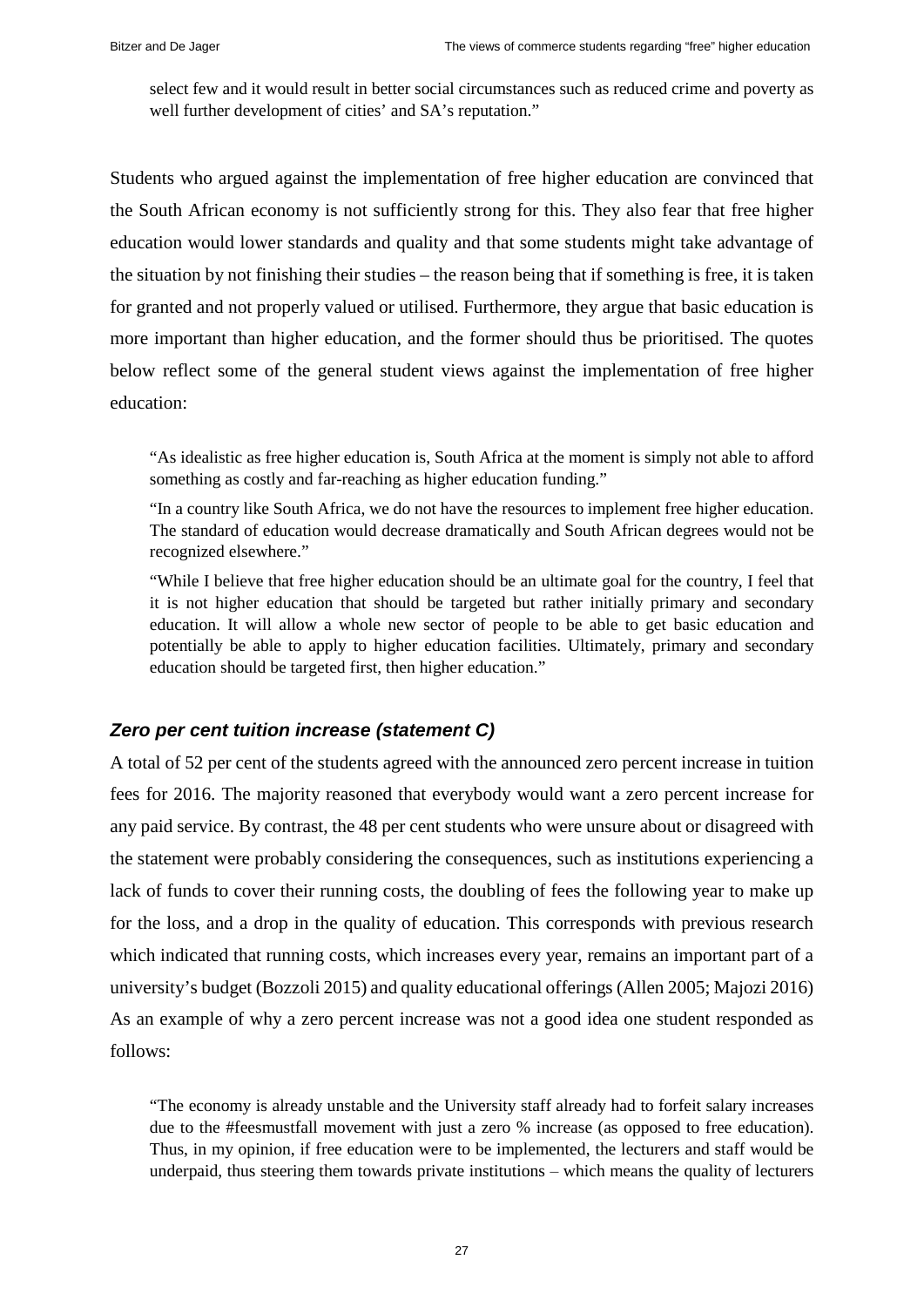select few and it would result in better social circumstances such as reduced crime and poverty as well further development of cities' and SA's reputation."

Students who argued against the implementation of free higher education are convinced that the South African economy is not sufficiently strong for this. They also fear that free higher education would lower standards and quality and that some students might take advantage of the situation by not finishing their studies – the reason being that if something is free, it is taken for granted and not properly valued or utilised. Furthermore, they argue that basic education is more important than higher education, and the former should thus be prioritised. The quotes below reflect some of the general student views against the implementation of free higher education:

> "As idealistic as free higher education is, South Africa at the moment is simply not able to afford something as costly and far-reaching as higher education funding."
>
> "In a country like South Africa, we do not have the resources to implement free higher education. The standard of education would decrease dramatically and South African degrees would not be recognized elsewhere."
>
> "While I believe that free higher education should be an ultimate goal for the country, I feel that it is not higher education that should be targeted but rather initially primary and secondary education. It will allow a whole new sector of people to be able to get basic education and potentially be able to apply to higher education facilities. Ultimately, primary and secondary education should be targeted first, then higher education."

### *Zero per cent tuition increase (statement C)*

A total of 52 per cent of the students agreed with the announced zero percent increase in tuition fees for 2016. The majority reasoned that everybody would want a zero percent increase for any paid service. By contrast, the 48 per cent students who were unsure about or disagreed with the statement were probably considering the consequences, such as institutions experiencing a lack of funds to cover their running costs, the doubling of fees the following year to make up for the loss, and a drop in the quality of education. This corresponds with previous research which indicated that running costs, which increases every year, remains an important part of a university's budget (Bozzoli 2015) and quality educational offerings (Allen 2005; Majozi 2016) As an example of why a zero percent increase was not a good idea one student responded as follows:

> "The economy is already unstable and the University staff already had to forfeit salary increases due to the #feesmustfall movement with just a zero % increase (as opposed to free education). Thus, in my opinion, if free education were to be implemented, the lecturers and staff would be underpaid, thus steering them towards private institutions – which means the quality of lecturers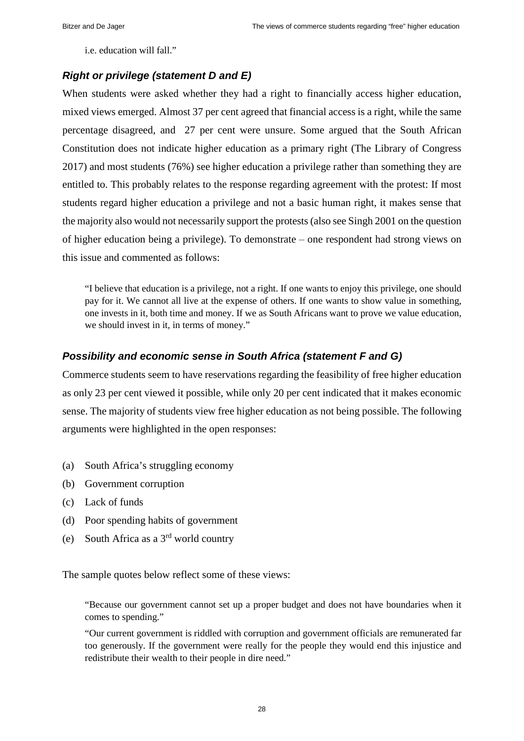i.e. education will fall."

### *Right or privilege (statement D and E)*

When students were asked whether they had a right to financially access higher education, mixed views emerged. Almost 37 per cent agreed that financial access is a right, while the same percentage disagreed, and 27 per cent were unsure. Some argued that the South African Constitution does not indicate higher education as a primary right (The Library of Congress 2017) and most students (76%) see higher education a privilege rather than something they are entitled to. This probably relates to the response regarding agreement with the protest: If most students regard higher education a privilege and not a basic human right, it makes sense that the majority also would not necessarily support the protests (also see Singh 2001 on the question of higher education being a privilege). To demonstrate – one respondent had strong views on this issue and commented as follows:

> "I believe that education is a privilege, not a right. If one wants to enjoy this privilege, one should pay for it. We cannot all live at the expense of others. If one wants to show value in something, one invests in it, both time and money. If we as South Africans want to prove we value education, we should invest in it, in terms of money."

### *Possibility and economic sense in South Africa (statement F and G)*

Commerce students seem to have reservations regarding the feasibility of free higher education as only 23 per cent viewed it possible, while only 20 per cent indicated that it makes economic sense. The majority of students view free higher education as not being possible. The following arguments were highlighted in the open responses:

(a) South Africa's struggling economy
(b) Government corruption
(c) Lack of funds
(d) Poor spending habits of government
(e) South Africa as a 3rd world country

The sample quotes below reflect some of these views:

> "Because our government cannot set up a proper budget and does not have boundaries when it comes to spending."
>
> "Our current government is riddled with corruption and government officials are remunerated far too generously. If the government were really for the people they would end this injustice and redistribute their wealth to their people in dire need."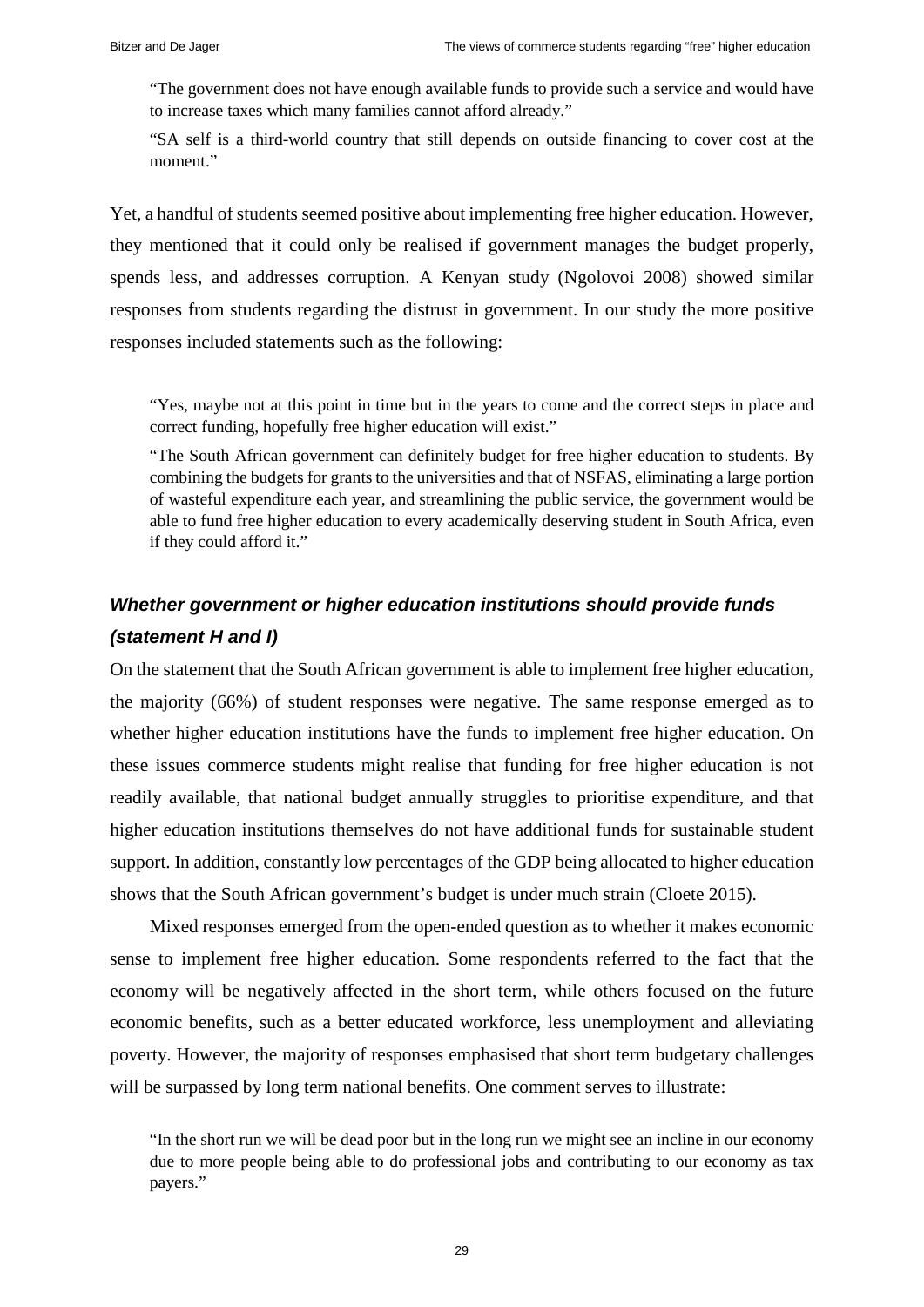> "The government does not have enough available funds to provide such a service and would have to increase taxes which many families cannot afford already."
>
> "SA self is a third-world country that still depends on outside financing to cover cost at the moment."

Yet, a handful of students seemed positive about implementing free higher education. However, they mentioned that it could only be realised if government manages the budget properly, spends less, and addresses corruption. A Kenyan study (Ngolovoi 2008) showed similar responses from students regarding the distrust in government. In our study the more positive responses included statements such as the following:

> "Yes, maybe not at this point in time but in the years to come and the correct steps in place and correct funding, hopefully free higher education will exist."
>
> "The South African government can definitely budget for free higher education to students. By combining the budgets for grants to the universities and that of NSFAS, eliminating a large portion of wasteful expenditure each year, and streamlining the public service, the government would be able to fund free higher education to every academically deserving student in South Africa, even if they could afford it."

### *Whether government or higher education institutions should provide funds (statement H and I)*

On the statement that the South African government is able to implement free higher education, the majority (66%) of student responses were negative. The same response emerged as to whether higher education institutions have the funds to implement free higher education. On these issues commerce students might realise that funding for free higher education is not readily available, that national budget annually struggles to prioritise expenditure, and that higher education institutions themselves do not have additional funds for sustainable student support. In addition, constantly low percentages of the GDP being allocated to higher education shows that the South African government's budget is under much strain (Cloete 2015).

Mixed responses emerged from the open-ended question as to whether it makes economic sense to implement free higher education. Some respondents referred to the fact that the economy will be negatively affected in the short term, while others focused on the future economic benefits, such as a better educated workforce, less unemployment and alleviating poverty. However, the majority of responses emphasised that short term budgetary challenges will be surpassed by long term national benefits. One comment serves to illustrate:

> "In the short run we will be dead poor but in the long run we might see an incline in our economy due to more people being able to do professional jobs and contributing to our economy as tax payers."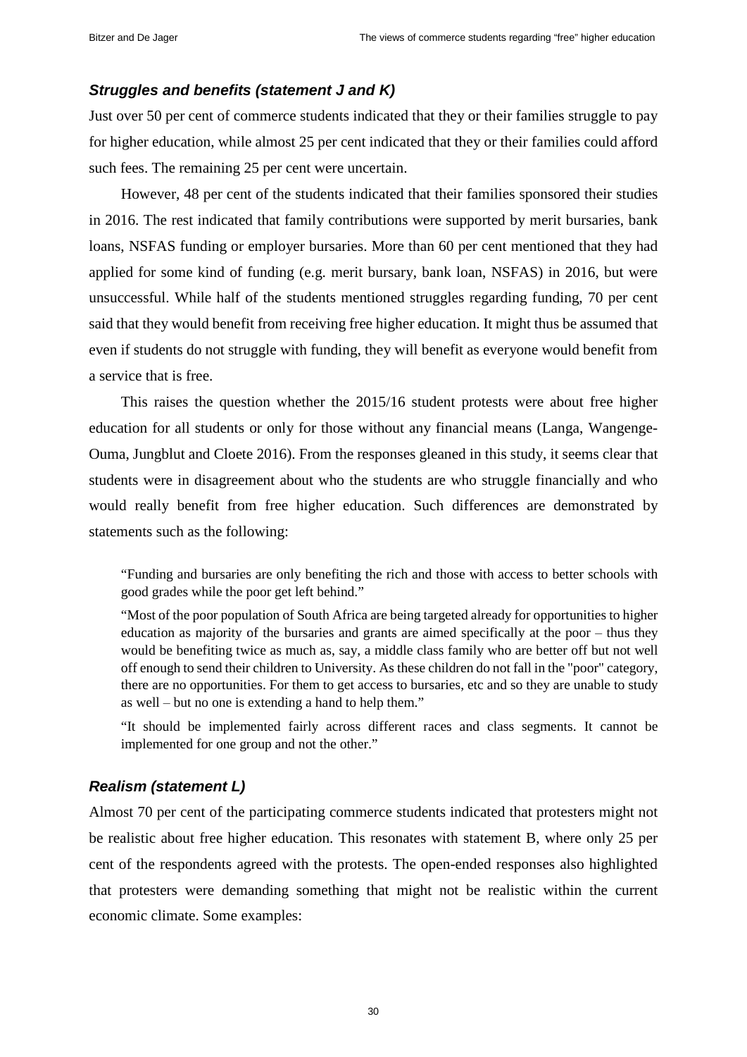### *Struggles and benefits (statement J and K)*

Just over 50 per cent of commerce students indicated that they or their families struggle to pay for higher education, while almost 25 per cent indicated that they or their families could afford such fees. The remaining 25 per cent were uncertain.

However, 48 per cent of the students indicated that their families sponsored their studies in 2016. The rest indicated that family contributions were supported by merit bursaries, bank loans, NSFAS funding or employer bursaries. More than 60 per cent mentioned that they had applied for some kind of funding (e.g. merit bursary, bank loan, NSFAS) in 2016, but were unsuccessful. While half of the students mentioned struggles regarding funding, 70 per cent said that they would benefit from receiving free higher education. It might thus be assumed that even if students do not struggle with funding, they will benefit as everyone would benefit from a service that is free.

This raises the question whether the 2015/16 student protests were about free higher education for all students or only for those without any financial means (Langa, Wangenge-Ouma, Jungblut and Cloete 2016). From the responses gleaned in this study, it seems clear that students were in disagreement about who the students are who struggle financially and who would really benefit from free higher education. Such differences are demonstrated by statements such as the following:

> "Funding and bursaries are only benefiting the rich and those with access to better schools with good grades while the poor get left behind."
>
> "Most of the poor population of South Africa are being targeted already for opportunities to higher education as majority of the bursaries and grants are aimed specifically at the poor – thus they would be benefiting twice as much as, say, a middle class family who are better off but not well off enough to send their children to University. As these children do not fall in the "poor" category, there are no opportunities. For them to get access to bursaries, etc and so they are unable to study as well – but no one is extending a hand to help them."
>
> "It should be implemented fairly across different races and class segments. It cannot be implemented for one group and not the other."

### *Realism (statement L)*

Almost 70 per cent of the participating commerce students indicated that protesters might not be realistic about free higher education. This resonates with statement B, where only 25 per cent of the respondents agreed with the protests. The open-ended responses also highlighted that protesters were demanding something that might not be realistic within the current economic climate. Some examples: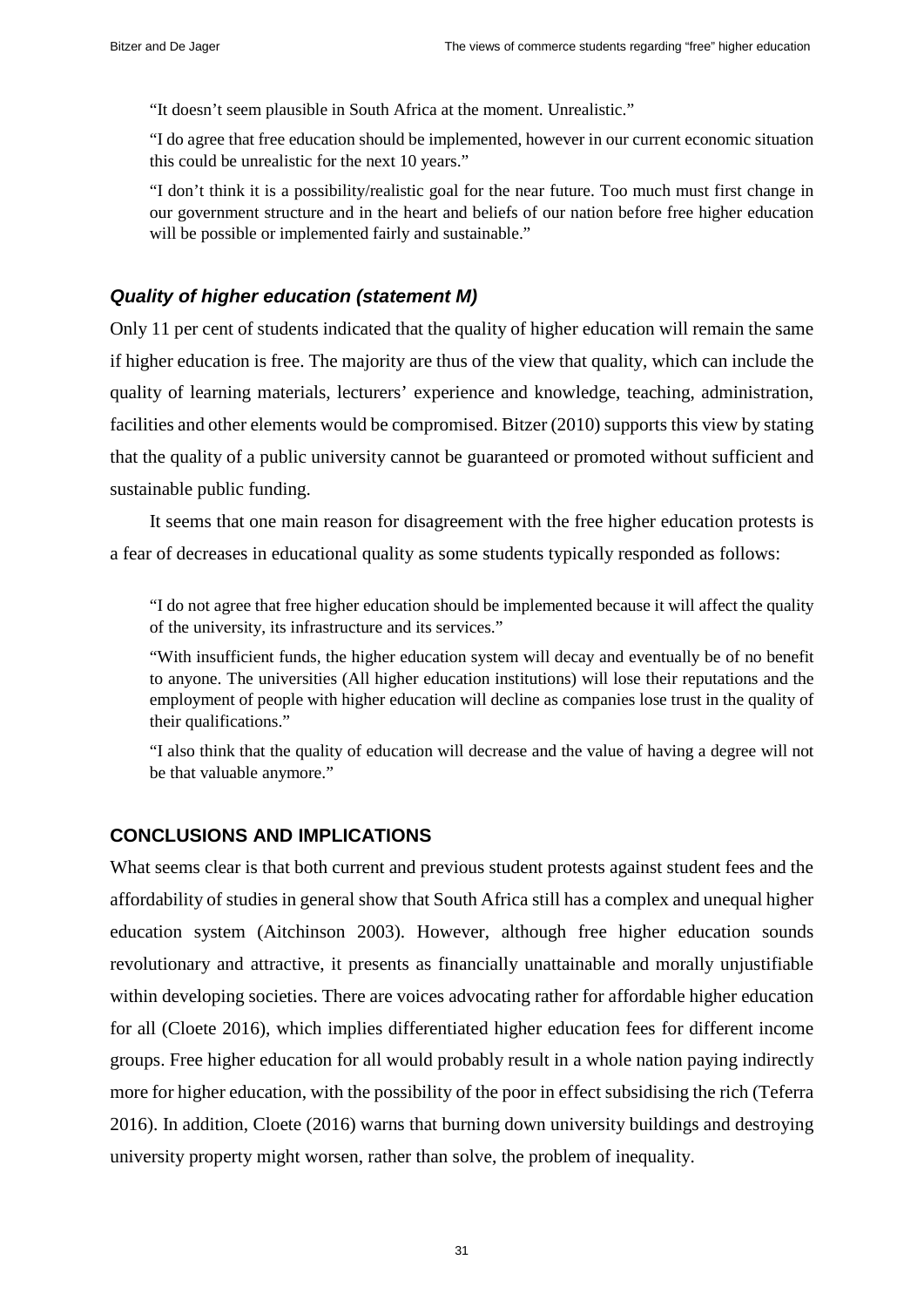> "It doesn't seem plausible in South Africa at the moment. Unrealistic."
>
> "I do agree that free education should be implemented, however in our current economic situation this could be unrealistic for the next 10 years."
>
> "I don't think it is a possibility/realistic goal for the near future. Too much must first change in our government structure and in the heart and beliefs of our nation before free higher education will be possible or implemented fairly and sustainable."

### *Quality of higher education (statement M)*

Only 11 per cent of students indicated that the quality of higher education will remain the same if higher education is free. The majority are thus of the view that quality, which can include the quality of learning materials, lecturers' experience and knowledge, teaching, administration, facilities and other elements would be compromised. Bitzer (2010) supports this view by stating that the quality of a public university cannot be guaranteed or promoted without sufficient and sustainable public funding.

It seems that one main reason for disagreement with the free higher education protests is a fear of decreases in educational quality as some students typically responded as follows:

> "I do not agree that free higher education should be implemented because it will affect the quality of the university, its infrastructure and its services."
>
> "With insufficient funds, the higher education system will decay and eventually be of no benefit to anyone. The universities (All higher education institutions) will lose their reputations and the employment of people with higher education will decline as companies lose trust in the quality of their qualifications."
>
> "I also think that the quality of education will decrease and the value of having a degree will not be that valuable anymore."

## CONCLUSIONS AND IMPLICATIONS

What seems clear is that both current and previous student protests against student fees and the affordability of studies in general show that South Africa still has a complex and unequal higher education system (Aitchinson 2003). However, although free higher education sounds revolutionary and attractive, it presents as financially unattainable and morally unjustifiable within developing societies. There are voices advocating rather for affordable higher education for all (Cloete 2016), which implies differentiated higher education fees for different income groups. Free higher education for all would probably result in a whole nation paying indirectly more for higher education, with the possibility of the poor in effect subsidising the rich (Teferra 2016). In addition, Cloete (2016) warns that burning down university buildings and destroying university property might worsen, rather than solve, the problem of inequality.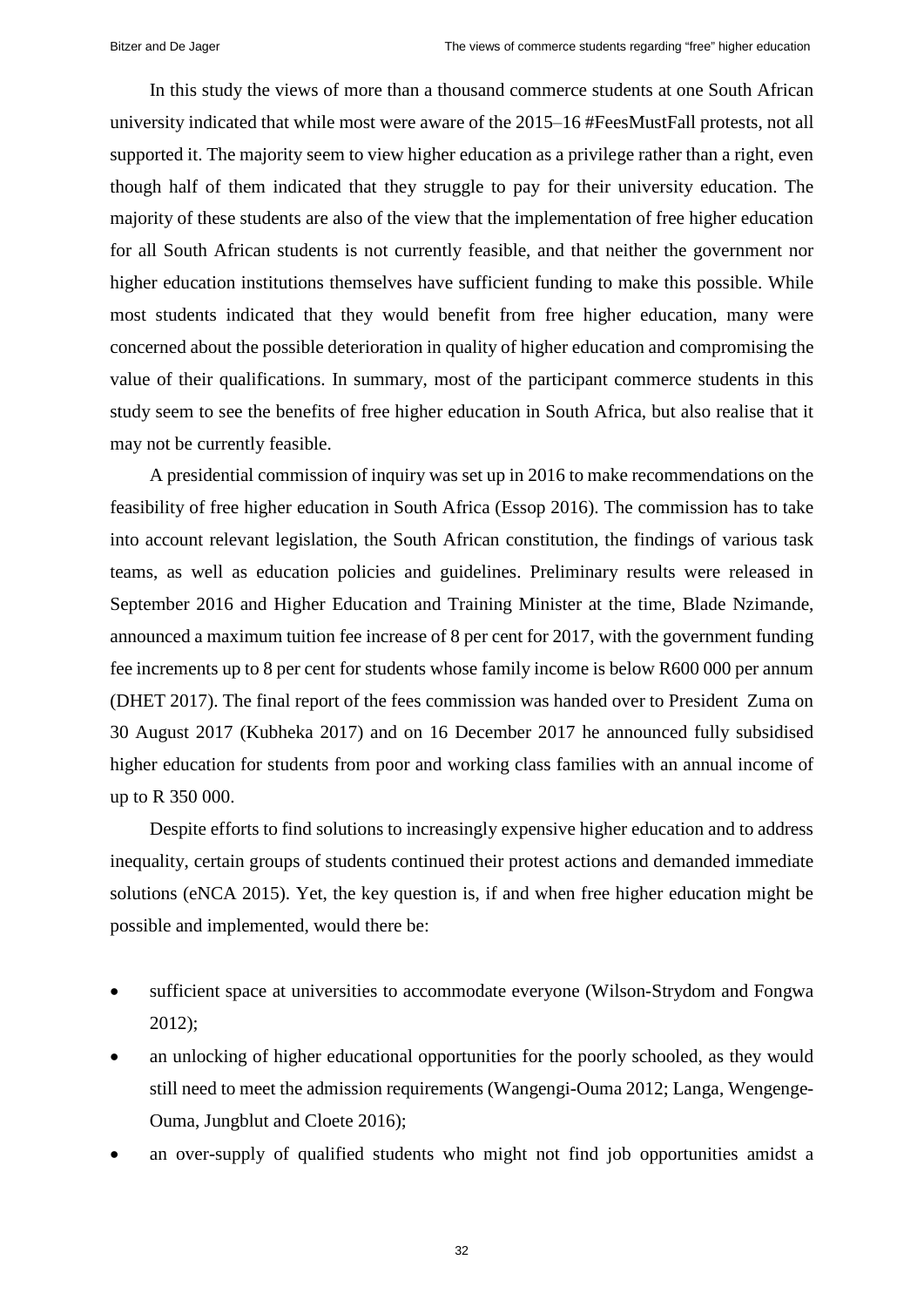In this study the views of more than a thousand commerce students at one South African university indicated that while most were aware of the 2015–16 #FeesMustFall protests, not all supported it. The majority seem to view higher education as a privilege rather than a right, even though half of them indicated that they struggle to pay for their university education. The majority of these students are also of the view that the implementation of free higher education for all South African students is not currently feasible, and that neither the government nor higher education institutions themselves have sufficient funding to make this possible. While most students indicated that they would benefit from free higher education, many were concerned about the possible deterioration in quality of higher education and compromising the value of their qualifications. In summary, most of the participant commerce students in this study seem to see the benefits of free higher education in South Africa, but also realise that it may not be currently feasible.

A presidential commission of inquiry was set up in 2016 to make recommendations on the feasibility of free higher education in South Africa (Essop 2016). The commission has to take into account relevant legislation, the South African constitution, the findings of various task teams, as well as education policies and guidelines. Preliminary results were released in September 2016 and Higher Education and Training Minister at the time, Blade Nzimande, announced a maximum tuition fee increase of 8 per cent for 2017, with the government funding fee increments up to 8 per cent for students whose family income is below R600 000 per annum (DHET 2017). The final report of the fees commission was handed over to President Zuma on 30 August 2017 (Kubheka 2017) and on 16 December 2017 he announced fully subsidised higher education for students from poor and working class families with an annual income of up to R 350 000.

Despite efforts to find solutions to increasingly expensive higher education and to address inequality, certain groups of students continued their protest actions and demanded immediate solutions (eNCA 2015). Yet, the key question is, if and when free higher education might be possible and implemented, would there be:

- sufficient space at universities to accommodate everyone (Wilson-Strydom and Fongwa 2012);
- an unlocking of higher educational opportunities for the poorly schooled, as they would still need to meet the admission requirements (Wangengi-Ouma 2012; Langa, Wengenge-Ouma, Jungblut and Cloete 2016);
- an over-supply of qualified students who might not find job opportunities amidst a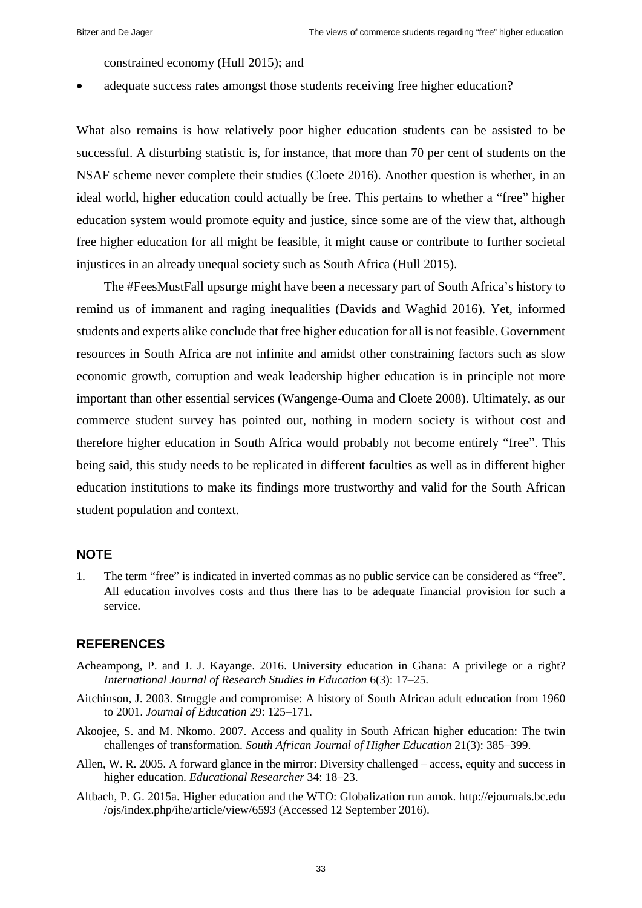constrained economy (Hull 2015); and

- adequate success rates amongst those students receiving free higher education?

What also remains is how relatively poor higher education students can be assisted to be successful. A disturbing statistic is, for instance, that more than 70 per cent of students on the NSAF scheme never complete their studies (Cloete 2016). Another question is whether, in an ideal world, higher education could actually be free. This pertains to whether a "free" higher education system would promote equity and justice, since some are of the view that, although free higher education for all might be feasible, it might cause or contribute to further societal injustices in an already unequal society such as South Africa (Hull 2015).

The #FeesMustFall upsurge might have been a necessary part of South Africa's history to remind us of immanent and raging inequalities (Davids and Waghid 2016). Yet, informed students and experts alike conclude that free higher education for all is not feasible. Government resources in South Africa are not infinite and amidst other constraining factors such as slow economic growth, corruption and weak leadership higher education is in principle not more important than other essential services (Wangenge-Ouma and Cloete 2008). Ultimately, as our commerce student survey has pointed out, nothing in modern society is without cost and therefore higher education in South Africa would probably not become entirely "free". This being said, this study needs to be replicated in different faculties as well as in different higher education institutions to make its findings more trustworthy and valid for the South African student population and context.

## NOTE

1. The term "free" is indicated in inverted commas as no public service can be considered as "free". All education involves costs and thus there has to be adequate financial provision for such a service.

## REFERENCES

Acheampong, P. and J. J. Kayange. 2016. University education in Ghana: A privilege or a right? *International Journal of Research Studies in Education* 6(3): 17–25.

Aitchinson, J. 2003. Struggle and compromise: A history of South African adult education from 1960 to 2001. *Journal of Education* 29: 125–171.

Akoojee, S. and M. Nkomo. 2007. Access and quality in South African higher education: The twin challenges of transformation. *South African Journal of Higher Education* 21(3): 385–399.

Allen, W. R. 2005. A forward glance in the mirror: Diversity challenged – access, equity and success in higher education. *Educational Researcher* 34: 18–23.

Altbach, P. G. 2015a. Higher education and the WTO: Globalization run amok. http://ejournals.bc.edu/ojs/index.php/ihe/article/view/6593 (Accessed 12 September 2016).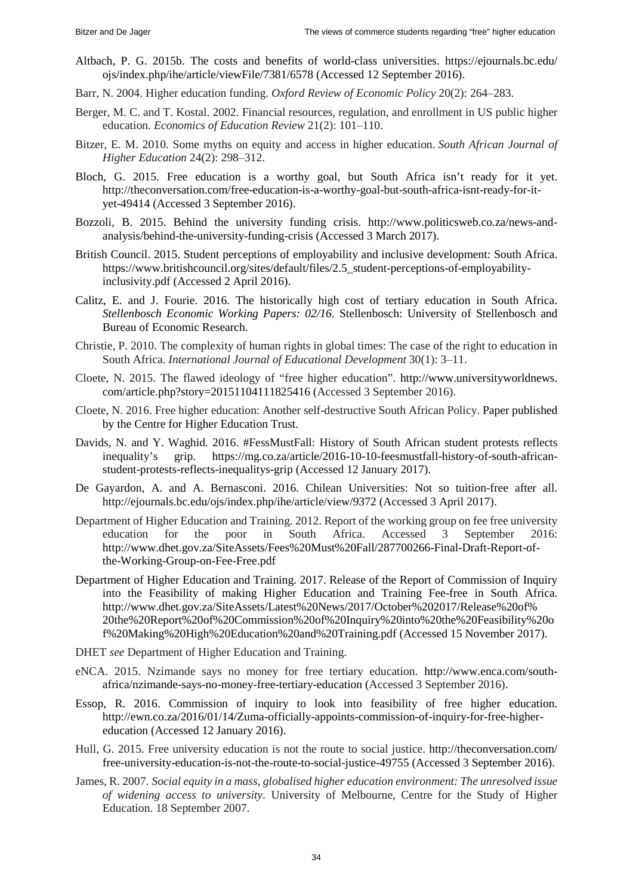Altbach, P. G. 2015b. The costs and benefits of world-class universities. https://ejournals.bc.edu/ojs/index.php/ihe/article/viewFile/7381/6578 (Accessed 12 September 2016).

Barr, N. 2004. Higher education funding. *Oxford Review of Economic Policy* 20(2): 264–283.

Berger, M. C. and T. Kostal. 2002. Financial resources, regulation, and enrollment in US public higher education. *Economics of Education Review* 21(2): 101–110.

Bitzer, E. M. 2010. Some myths on equity and access in higher education. *South African Journal of Higher Education* 24(2): 298–312.

Bloch, G. 2015. Free education is a worthy goal, but South Africa isn't ready for it yet. http://theconversation.com/free-education-is-a-worthy-goal-but-south-africa-isnt-ready-for-it-yet-49414 (Accessed 3 September 2016).

Bozzoli, B. 2015. Behind the university funding crisis. http://www.politicsweb.co.za/news-and-analysis/behind-the-university-funding-crisis (Accessed 3 March 2017).

British Council. 2015. Student perceptions of employability and inclusive development: South Africa. https://www.britishcouncil.org/sites/default/files/2.5_student-perceptions-of-employability-inclusivity.pdf (Accessed 2 April 2016).

Calitz, E. and J. Fourie. 2016. The historically high cost of tertiary education in South Africa. *Stellenbosch Economic Working Papers: 02/16*. Stellenbosch: University of Stellenbosch and Bureau of Economic Research.

Christie, P. 2010. The complexity of human rights in global times: The case of the right to education in South Africa. *International Journal of Educational Development* 30(1): 3–11.

Cloete, N. 2015. The flawed ideology of "free higher education". http://www.universityworldnews.com/article.php?story=20151104111825416 (Accessed 3 September 2016).

Cloete, N. 2016. Free higher education: Another self-destructive South African Policy. Paper published by the Centre for Higher Education Trust.

Davids, N. and Y. Waghid. 2016. #FessMustFall: History of South African student protests reflects inequality's grip. https://mg.co.za/article/2016-10-10-feesmustfall-history-of-south-african-student-protests-reflects-inequalitys-grip (Accessed 12 January 2017).

De Gayardon, A. and A. Bernasconi. 2016. Chilean Universities: Not so tuition-free after all. http://ejournals.bc.edu/ojs/index.php/ihe/article/view/9372 (Accessed 3 April 2017).

Department of Higher Education and Training. 2012. Report of the working group on fee free university education for the poor in South Africa. Accessed 3 September 2016: http://www.dhet.gov.za/SiteAssets/Fees%20Must%20Fall/287700266-Final-Draft-Report-of-the-Working-Group-on-Fee-Free.pdf

Department of Higher Education and Training. 2017. Release of the Report of Commission of Inquiry into the Feasibility of making Higher Education and Training Fee-free in South Africa. http://www.dhet.gov.za/SiteAssets/Latest%20News/2017/October%202017/Release%20of%20the%20Report%20of%20Commission%20of%20Inquiry%20into%20the%20Feasibility%20of%20Making%20High%20Education%20and%20Training.pdf (Accessed 15 November 2017).

DHET *see* Department of Higher Education and Training.

eNCA. 2015. Nzimande says no money for free tertiary education. http://www.enca.com/south-africa/nzimande-says-no-money-free-tertiary-education (Accessed 3 September 2016).

Essop, R. 2016. Commission of inquiry to look into feasibility of free higher education. http://ewn.co.za/2016/01/14/Zuma-officially-appoints-commission-of-inquiry-for-free-higher-education (Accessed 12 January 2016).

Hull, G. 2015. Free university education is not the route to social justice. http://theconversation.com/free-university-education-is-not-the-route-to-social-justice-49755 (Accessed 3 September 2016).

James, R. 2007. *Social equity in a mass, globalised higher education environment: The unresolved issue of widening access to university*. University of Melbourne, Centre for the Study of Higher Education. 18 September 2007.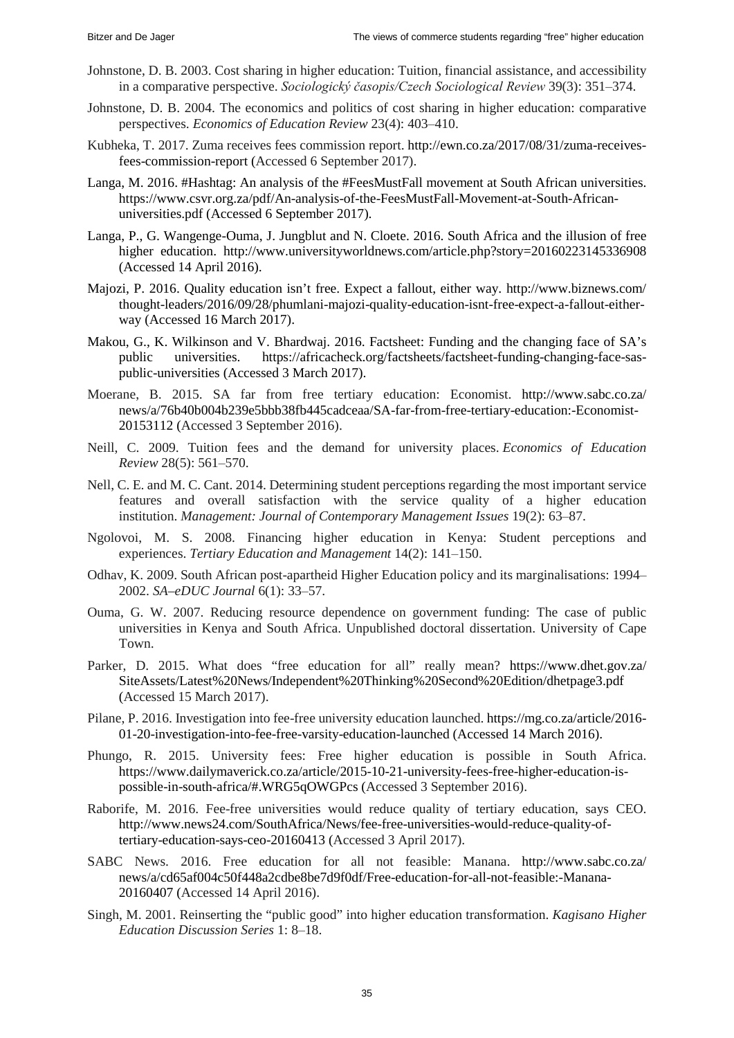Johnstone, D. B. 2003. Cost sharing in higher education: Tuition, financial assistance, and accessibility in a comparative perspective. *Sociologický časopis/Czech Sociological Review* 39(3): 351–374.

Johnstone, D. B. 2004. The economics and politics of cost sharing in higher education: comparative perspectives. *Economics of Education Review* 23(4): 403–410.

Kubheka, T. 2017. Zuma receives fees commission report. http://ewn.co.za/2017/08/31/zuma-receives-fees-commission-report (Accessed 6 September 2017).

Langa, M. 2016. #Hashtag: An analysis of the #FeesMustFall movement at South African universities. https://www.csvr.org.za/pdf/An-analysis-of-the-FeesMustFall-Movement-at-South-African-universities.pdf (Accessed 6 September 2017).

Langa, P., G. Wangenge-Ouma, J. Jungblut and N. Cloete. 2016. South Africa and the illusion of free higher education. http://www.universityworldnews.com/article.php?story=20160223145336908 (Accessed 14 April 2016).

Majozi, P. 2016. Quality education isn't free. Expect a fallout, either way. http://www.biznews.com/thought-leaders/2016/09/28/phumlani-majozi-quality-education-isnt-free-expect-a-fallout-either-way (Accessed 16 March 2017).

Makou, G., K. Wilkinson and V. Bhardwaj. 2016. Factsheet: Funding and the changing face of SA's public universities. https://africacheck.org/factsheets/factsheet-funding-changing-face-sas-public-universities (Accessed 3 March 2017).

Moerane, B. 2015. SA far from free tertiary education: Economist. http://www.sabc.co.za/news/a/76b40b004b239e5bbb38fb445cadceaa/SA-far-from-free-tertiary-education:-Economist-20153112 (Accessed 3 September 2016).

Neill, C. 2009. Tuition fees and the demand for university places. *Economics of Education Review* 28(5): 561–570.

Nell, C. E. and M. C. Cant. 2014. Determining student perceptions regarding the most important service features and overall satisfaction with the service quality of a higher education institution. *Management: Journal of Contemporary Management Issues* 19(2): 63–87.

Ngolovoi, M. S. 2008. Financing higher education in Kenya: Student perceptions and experiences. *Tertiary Education and Management* 14(2): 141–150.

Odhav, K. 2009. South African post-apartheid Higher Education policy and its marginalisations: 1994–2002. *SA–eDUC Journal* 6(1): 33–57.

Ouma, G. W. 2007. Reducing resource dependence on government funding: The case of public universities in Kenya and South Africa. Unpublished doctoral dissertation. University of Cape Town.

Parker, D. 2015. What does "free education for all" really mean? https://www.dhet.gov.za/SiteAssets/Latest%20News/Independent%20Thinking%20Second%20Edition/dhetpage3.pdf (Accessed 15 March 2017).

Pilane, P. 2016. Investigation into fee-free university education launched. https://mg.co.za/article/2016-01-20-investigation-into-fee-free-varsity-education-launched (Accessed 14 March 2016).

Phungo, R. 2015. University fees: Free higher education is possible in South Africa. https://www.dailymaverick.co.za/article/2015-10-21-university-fees-free-higher-education-is-possible-in-south-africa/#.WRG5qOWGPcs (Accessed 3 September 2016).

Raborife, M. 2016. Fee-free universities would reduce quality of tertiary education, says CEO. http://www.news24.com/SouthAfrica/News/fee-free-universities-would-reduce-quality-of-tertiary-education-says-ceo-20160413 (Accessed 3 April 2017).

SABC News. 2016. Free education for all not feasible: Manana. http://www.sabc.co.za/news/a/cd65af004c50f448a2cdbe8be7d9f0df/Free-education-for-all-not-feasible:-Manana-20160407 (Accessed 14 April 2016).

Singh, M. 2001. Reinserting the "public good" into higher education transformation. *Kagisano Higher Education Discussion Series* 1: 8–18.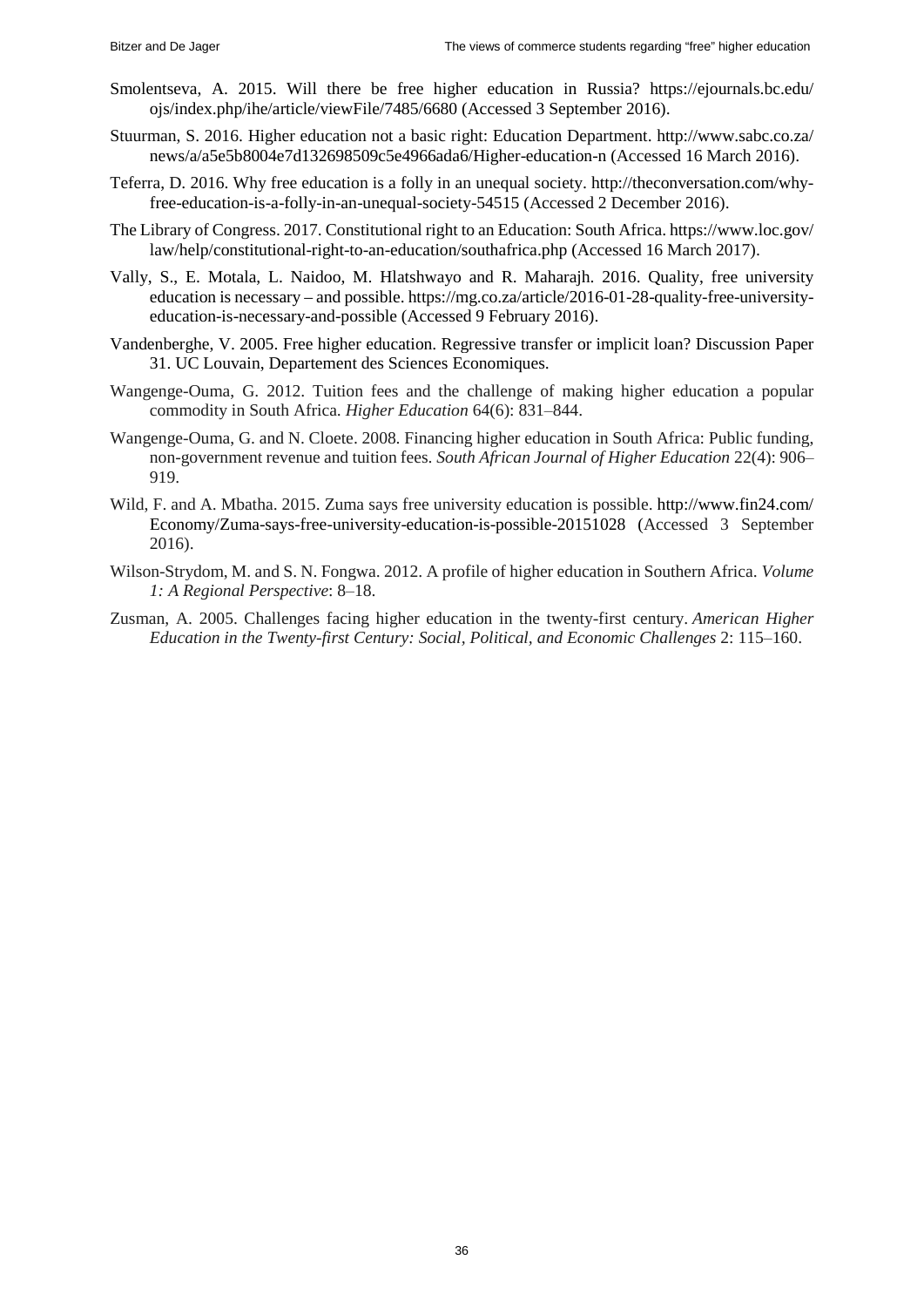Smolentseva, A. 2015. Will there be free higher education in Russia? https://ejournals.bc.edu/ojs/index.php/ihe/article/viewFile/7485/6680 (Accessed 3 September 2016).

Stuurman, S. 2016. Higher education not a basic right: Education Department. http://www.sabc.co.za/news/a/a5e5b8004e7d132698509c5e4966ada6/Higher-education-n (Accessed 16 March 2016).

Teferra, D. 2016. Why free education is a folly in an unequal society. http://theconversation.com/why-free-education-is-a-folly-in-an-unequal-society-54515 (Accessed 2 December 2016).

The Library of Congress. 2017. Constitutional right to an Education: South Africa. https://www.loc.gov/law/help/constitutional-right-to-an-education/southafrica.php (Accessed 16 March 2017).

Vally, S., E. Motala, L. Naidoo, M. Hlatshwayo and R. Maharajh. 2016. Quality, free university education is necessary – and possible. https://mg.co.za/article/2016-01-28-quality-free-university-education-is-necessary-and-possible (Accessed 9 February 2016).

Vandenberghe, V. 2005. Free higher education. Regressive transfer or implicit loan? Discussion Paper 31. UC Louvain, Departement des Sciences Economiques.

Wangenge-Ouma, G. 2012. Tuition fees and the challenge of making higher education a popular commodity in South Africa. *Higher Education* 64(6): 831–844.

Wangenge-Ouma, G. and N. Cloete. 2008. Financing higher education in South Africa: Public funding, non-government revenue and tuition fees. *South African Journal of Higher Education* 22(4): 906–919.

Wild, F. and A. Mbatha. 2015. Zuma says free university education is possible. http://www.fin24.com/Economy/Zuma-says-free-university-education-is-possible-20151028 (Accessed 3 September 2016).

Wilson-Strydom, M. and S. N. Fongwa. 2012. A profile of higher education in Southern Africa. *Volume 1: A Regional Perspective*: 8–18.

Zusman, A. 2005. Challenges facing higher education in the twenty-first century. *American Higher Education in the Twenty-first Century: Social, Political, and Economic Challenges* 2: 115–160.